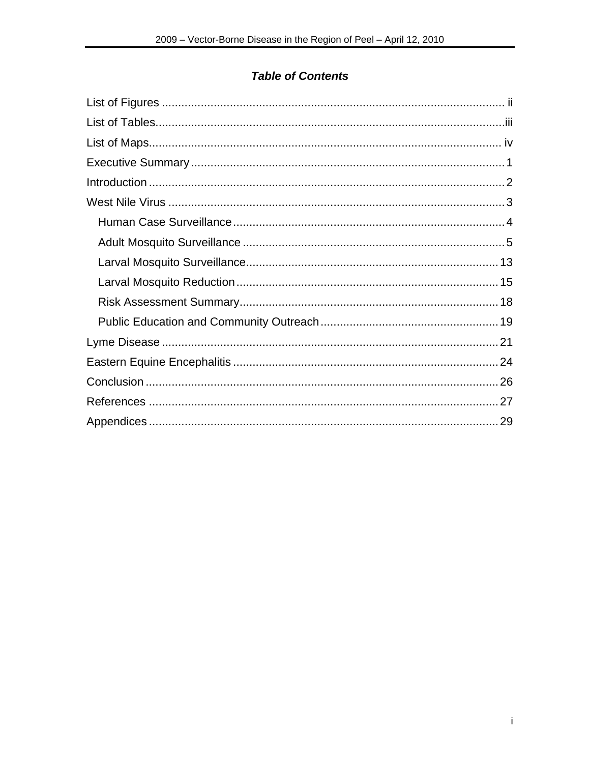## *Table of Contents*

List of Figures ..................................................................................................... ii

List of Tables....................................................................................................iii

List of Maps...................................................................................................... iv

Executive Summary ........................................................................................... 1

Introduction ....................................................................................................... 2

West Nile Virus .................................................................................................. 3

- Human Case Surveillance ............................................................................ 4
- Adult Mosquito Surveillance ......................................................................... 5
- Larval Mosquito Surveillance ...................................................................... 13
- Larval Mosquito Reduction ......................................................................... 15
- Risk Assessment Summary ......................................................................... 18
- Public Education and Community Outreach ................................................ 19

Lyme Disease .................................................................................................. 21

Eastern Equine Encephalitis ............................................................................ 24

Conclusion ....................................................................................................... 26

References ...................................................................................................... 27

Appendices ...................................................................................................... 29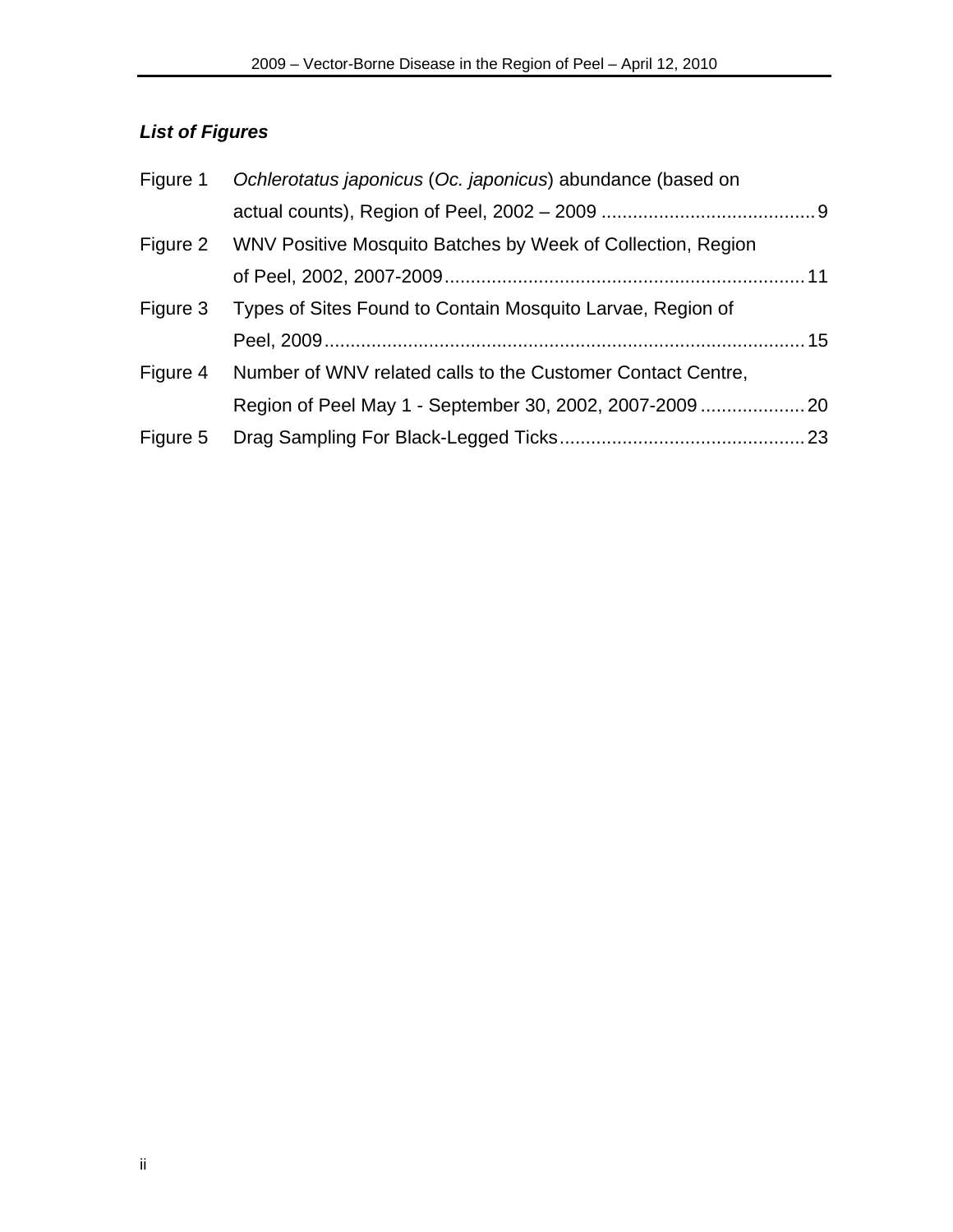### *List of Figures*

Figure 1 *Ochlerotatus japonicus* (*Oc. japonicus*) abundance (based on actual counts), Region of Peel, 2002 – 2009 ........................................ 9

Figure 2 WNV Positive Mosquito Batches by Week of Collection, Region of Peel, 2002, 2007-2009 .................................................................... 11

Figure 3 Types of Sites Found to Contain Mosquito Larvae, Region of Peel, 2009 ........................................................................................... 15

Figure 4 Number of WNV related calls to the Customer Contact Centre, Region of Peel May 1 - September 30, 2002, 2007-2009 .................... 20

Figure 5 Drag Sampling For Black-Legged Ticks ............................................... 23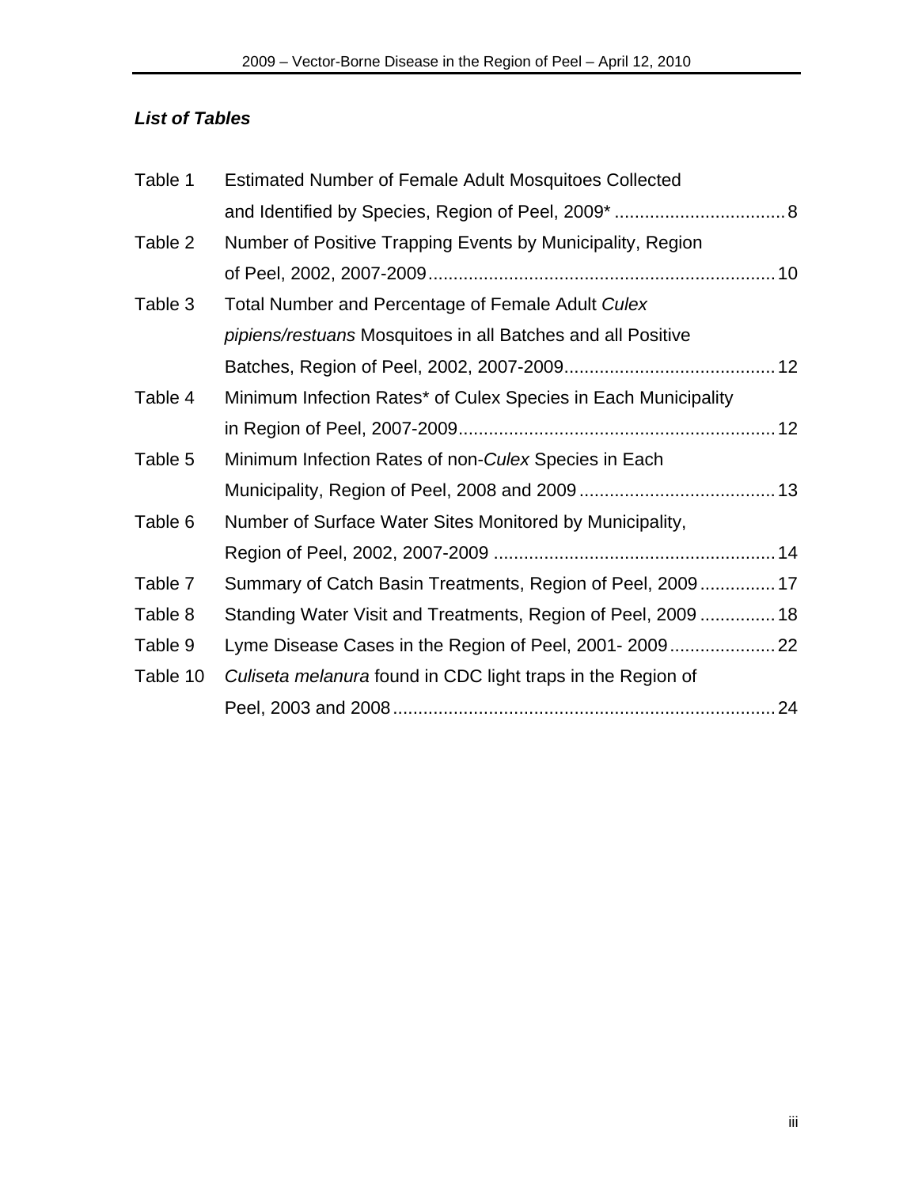### *List of Tables*

| | | |
|---|---|---|
| Table 1 | Estimated Number of Female Adult Mosquitoes Collected and Identified by Species, Region of Peel, 2009* | 8 |
| Table 2 | Number of Positive Trapping Events by Municipality, Region of Peel, 2002, 2007-2009 | 10 |
| Table 3 | Total Number and Percentage of Female Adult *Culex pipiens/restuans* Mosquitoes in all Batches and all Positive Batches, Region of Peel, 2002, 2007-2009 | 12 |
| Table 4 | Minimum Infection Rates* of Culex Species in Each Municipality in Region of Peel, 2007-2009 | 12 |
| Table 5 | Minimum Infection Rates of non-*Culex* Species in Each Municipality, Region of Peel, 2008 and 2009 | 13 |
| Table 6 | Number of Surface Water Sites Monitored by Municipality, Region of Peel, 2002, 2007-2009 | 14 |
| Table 7 | Summary of Catch Basin Treatments, Region of Peel, 2009 | 17 |
| Table 8 | Standing Water Visit and Treatments, Region of Peel, 2009 | 18 |
| Table 9 | Lyme Disease Cases in the Region of Peel, 2001- 2009 | 22 |
| Table 10 | *Culiseta melanura* found in CDC light traps in the Region of Peel, 2003 and 2008 | 24 |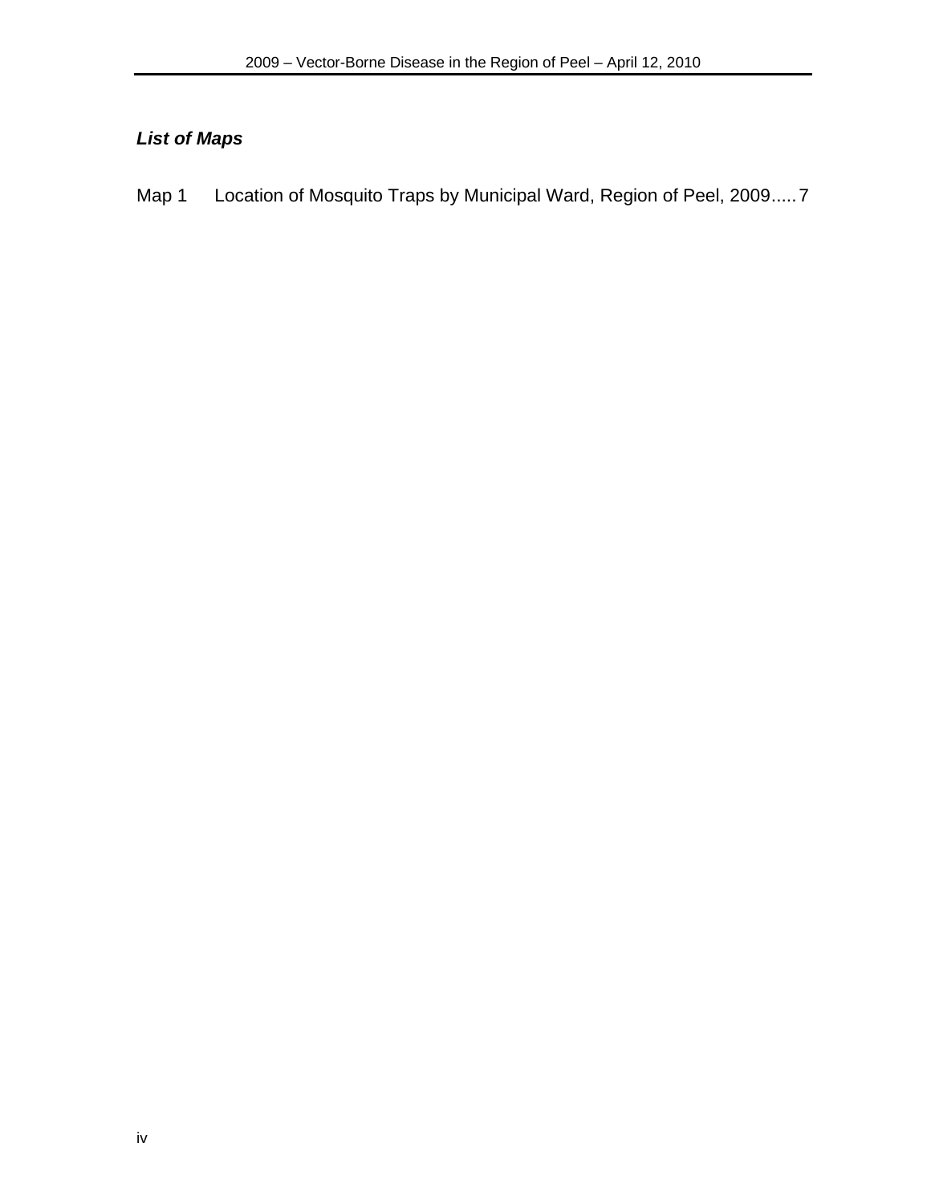### *List of Maps*

Map 1 Location of Mosquito Traps by Municipal Ward, Region of Peel, 2009..... 7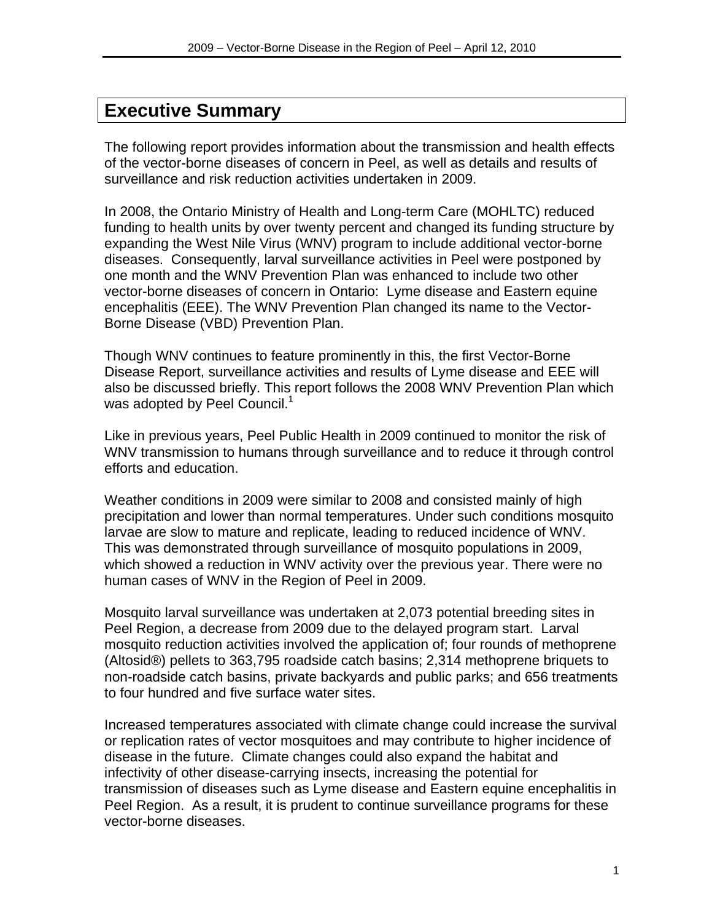# Executive Summary

The following report provides information about the transmission and health effects of the vector-borne diseases of concern in Peel, as well as details and results of surveillance and risk reduction activities undertaken in 2009.

In 2008, the Ontario Ministry of Health and Long-term Care (MOHLTC) reduced funding to health units by over twenty percent and changed its funding structure by expanding the West Nile Virus (WNV) program to include additional vector-borne diseases. Consequently, larval surveillance activities in Peel were postponed by one month and the WNV Prevention Plan was enhanced to include two other vector-borne diseases of concern in Ontario: Lyme disease and Eastern equine encephalitis (EEE). The WNV Prevention Plan changed its name to the Vector-Borne Disease (VBD) Prevention Plan.

Though WNV continues to feature prominently in this, the first Vector-Borne Disease Report, surveillance activities and results of Lyme disease and EEE will also be discussed briefly. This report follows the 2008 WNV Prevention Plan which was adopted by Peel Council.[1]

Like in previous years, Peel Public Health in 2009 continued to monitor the risk of WNV transmission to humans through surveillance and to reduce it through control efforts and education.

Weather conditions in 2009 were similar to 2008 and consisted mainly of high precipitation and lower than normal temperatures. Under such conditions mosquito larvae are slow to mature and replicate, leading to reduced incidence of WNV. This was demonstrated through surveillance of mosquito populations in 2009, which showed a reduction in WNV activity over the previous year. There were no human cases of WNV in the Region of Peel in 2009.

Mosquito larval surveillance was undertaken at 2,073 potential breeding sites in Peel Region, a decrease from 2009 due to the delayed program start. Larval mosquito reduction activities involved the application of; four rounds of methoprene (Altosid®) pellets to 363,795 roadside catch basins; 2,314 methoprene briquets to non-roadside catch basins, private backyards and public parks; and 656 treatments to four hundred and five surface water sites.

Increased temperatures associated with climate change could increase the survival or replication rates of vector mosquitoes and may contribute to higher incidence of disease in the future. Climate changes could also expand the habitat and infectivity of other disease-carrying insects, increasing the potential for transmission of diseases such as Lyme disease and Eastern equine encephalitis in Peel Region. As a result, it is prudent to continue surveillance programs for these vector-borne diseases.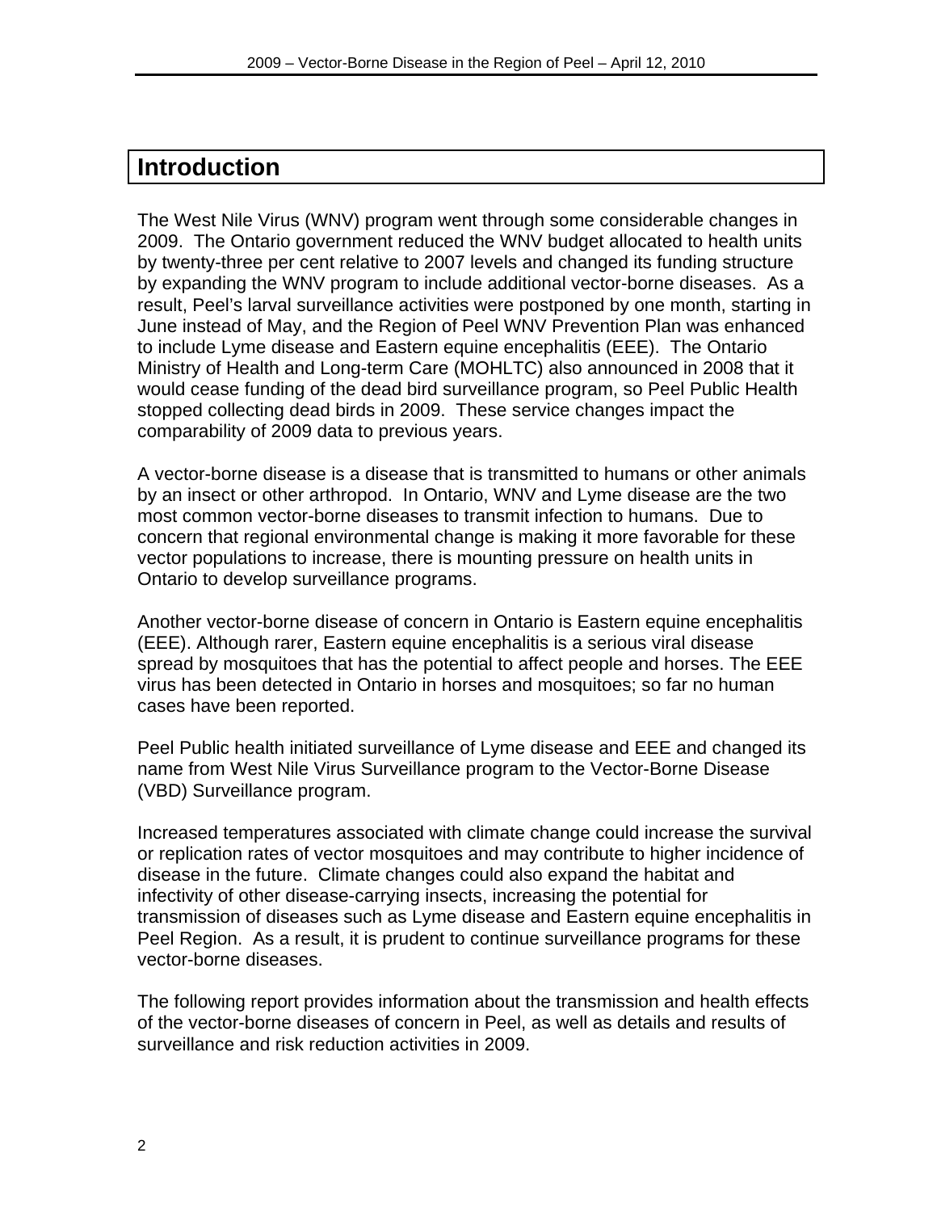# Introduction

The West Nile Virus (WNV) program went through some considerable changes in 2009. The Ontario government reduced the WNV budget allocated to health units by twenty-three per cent relative to 2007 levels and changed its funding structure by expanding the WNV program to include additional vector-borne diseases. As a result, Peel's larval surveillance activities were postponed by one month, starting in June instead of May, and the Region of Peel WNV Prevention Plan was enhanced to include Lyme disease and Eastern equine encephalitis (EEE). The Ontario Ministry of Health and Long-term Care (MOHLTC) also announced in 2008 that it would cease funding of the dead bird surveillance program, so Peel Public Health stopped collecting dead birds in 2009. These service changes impact the comparability of 2009 data to previous years.

A vector-borne disease is a disease that is transmitted to humans or other animals by an insect or other arthropod. In Ontario, WNV and Lyme disease are the two most common vector-borne diseases to transmit infection to humans. Due to concern that regional environmental change is making it more favorable for these vector populations to increase, there is mounting pressure on health units in Ontario to develop surveillance programs.

Another vector-borne disease of concern in Ontario is Eastern equine encephalitis (EEE). Although rarer, Eastern equine encephalitis is a serious viral disease spread by mosquitoes that has the potential to affect people and horses. The EEE virus has been detected in Ontario in horses and mosquitoes; so far no human cases have been reported.

Peel Public health initiated surveillance of Lyme disease and EEE and changed its name from West Nile Virus Surveillance program to the Vector-Borne Disease (VBD) Surveillance program.

Increased temperatures associated with climate change could increase the survival or replication rates of vector mosquitoes and may contribute to higher incidence of disease in the future. Climate changes could also expand the habitat and infectivity of other disease-carrying insects, increasing the potential for transmission of diseases such as Lyme disease and Eastern equine encephalitis in Peel Region. As a result, it is prudent to continue surveillance programs for these vector-borne diseases.

The following report provides information about the transmission and health effects of the vector-borne diseases of concern in Peel, as well as details and results of surveillance and risk reduction activities in 2009.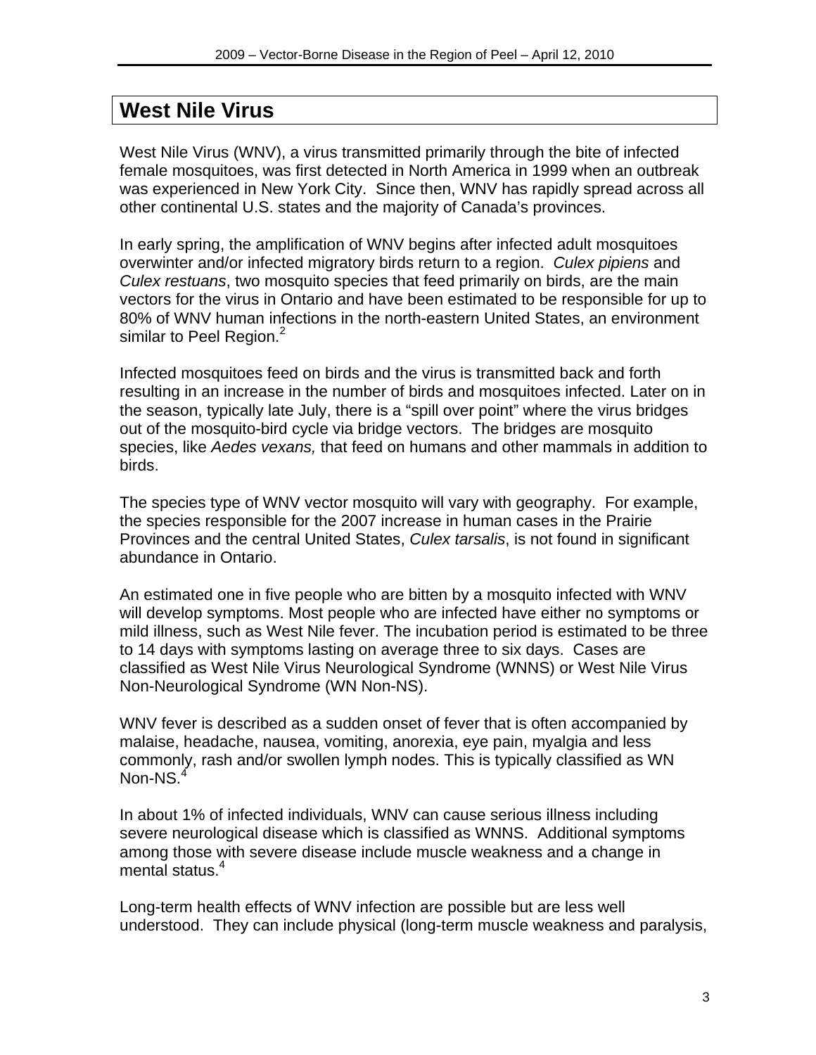# West Nile Virus

West Nile Virus (WNV), a virus transmitted primarily through the bite of infected female mosquitoes, was first detected in North America in 1999 when an outbreak was experienced in New York City. Since then, WNV has rapidly spread across all other continental U.S. states and the majority of Canada's provinces.

In early spring, the amplification of WNV begins after infected adult mosquitoes overwinter and/or infected migratory birds return to a region. *Culex pipiens* and *Culex restuans*, two mosquito species that feed primarily on birds, are the main vectors for the virus in Ontario and have been estimated to be responsible for up to 80% of WNV human infections in the north-eastern United States, an environment similar to Peel Region.[2]

Infected mosquitoes feed on birds and the virus is transmitted back and forth resulting in an increase in the number of birds and mosquitoes infected. Later on in the season, typically late July, there is a "spill over point" where the virus bridges out of the mosquito-bird cycle via bridge vectors. The bridges are mosquito species, like *Aedes vexans,* that feed on humans and other mammals in addition to birds.

The species type of WNV vector mosquito will vary with geography. For example, the species responsible for the 2007 increase in human cases in the Prairie Provinces and the central United States, *Culex tarsalis*, is not found in significant abundance in Ontario.

An estimated one in five people who are bitten by a mosquito infected with WNV will develop symptoms. Most people who are infected have either no symptoms or mild illness, such as West Nile fever. The incubation period is estimated to be three to 14 days with symptoms lasting on average three to six days. Cases are classified as West Nile Virus Neurological Syndrome (WNNS) or West Nile Virus Non-Neurological Syndrome (WN Non-NS).

WNV fever is described as a sudden onset of fever that is often accompanied by malaise, headache, nausea, vomiting, anorexia, eye pain, myalgia and less commonly, rash and/or swollen lymph nodes. This is typically classified as WN Non-NS.[4]

In about 1% of infected individuals, WNV can cause serious illness including severe neurological disease which is classified as WNNS. Additional symptoms among those with severe disease include muscle weakness and a change in mental status.[4]

Long-term health effects of WNV infection are possible but are less well understood. They can include physical (long-term muscle weakness and paralysis,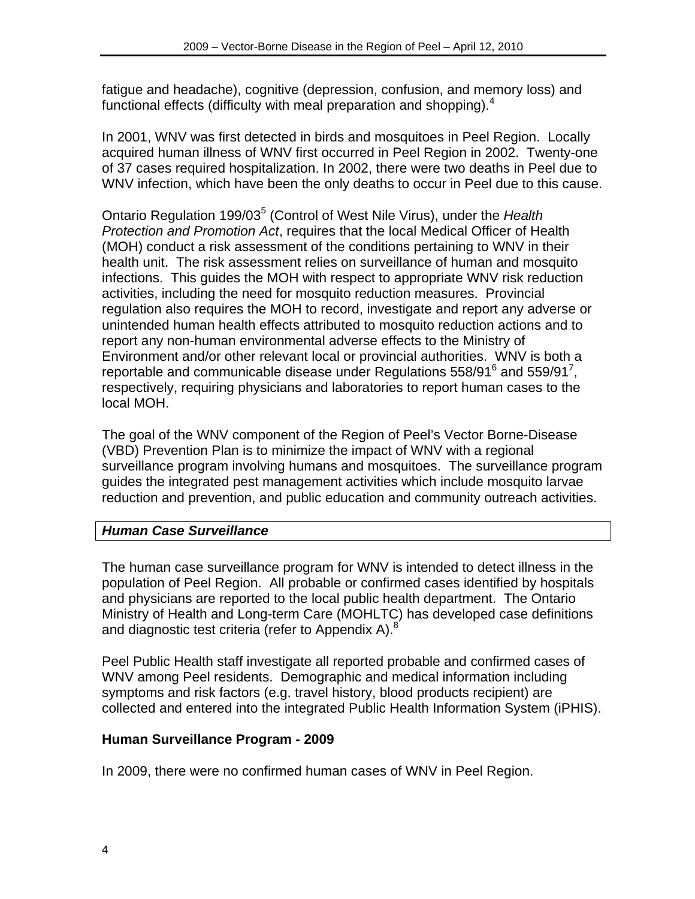fatigue and headache), cognitive (depression, confusion, and memory loss) and functional effects (difficulty with meal preparation and shopping).[4]

In 2001, WNV was first detected in birds and mosquitoes in Peel Region. Locally acquired human illness of WNV first occurred in Peel Region in 2002. Twenty-one of 37 cases required hospitalization. In 2002, there were two deaths in Peel due to WNV infection, which have been the only deaths to occur in Peel due to this cause.

Ontario Regulation 199/03[5] (Control of West Nile Virus), under the *Health Protection and Promotion Act*, requires that the local Medical Officer of Health (MOH) conduct a risk assessment of the conditions pertaining to WNV in their health unit. The risk assessment relies on surveillance of human and mosquito infections. This guides the MOH with respect to appropriate WNV risk reduction activities, including the need for mosquito reduction measures. Provincial regulation also requires the MOH to record, investigate and report any adverse or unintended human health effects attributed to mosquito reduction actions and to report any non-human environmental adverse effects to the Ministry of Environment and/or other relevant local or provincial authorities. WNV is both a reportable and communicable disease under Regulations 558/91[6] and 559/91[7], respectively, requiring physicians and laboratories to report human cases to the local MOH.

The goal of the WNV component of the Region of Peel's Vector Borne-Disease (VBD) Prevention Plan is to minimize the impact of WNV with a regional surveillance program involving humans and mosquitoes. The surveillance program guides the integrated pest management activities which include mosquito larvae reduction and prevention, and public education and community outreach activities.

### ***Human Case Surveillance***

The human case surveillance program for WNV is intended to detect illness in the population of Peel Region. All probable or confirmed cases identified by hospitals and physicians are reported to the local public health department. The Ontario Ministry of Health and Long-term Care (MOHLTC) has developed case definitions and diagnostic test criteria (refer to Appendix A).[8]

Peel Public Health staff investigate all reported probable and confirmed cases of WNV among Peel residents. Demographic and medical information including symptoms and risk factors (e.g. travel history, blood products recipient) are collected and entered into the integrated Public Health Information System (iPHIS).

#### **Human Surveillance Program - 2009**

In 2009, there were no confirmed human cases of WNV in Peel Region.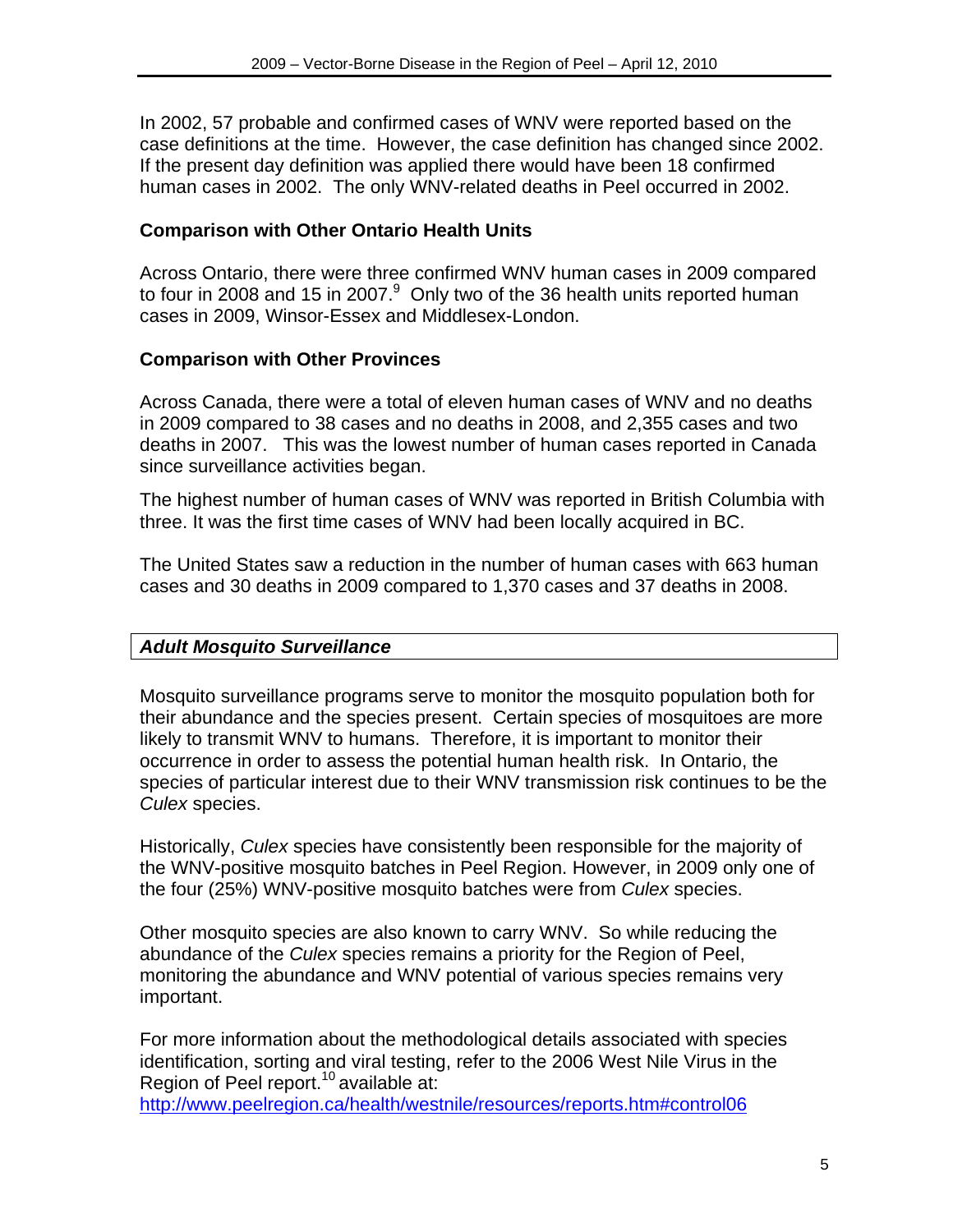In 2002, 57 probable and confirmed cases of WNV were reported based on the case definitions at the time. However, the case definition has changed since 2002. If the present day definition was applied there would have been 18 confirmed human cases in 2002. The only WNV-related deaths in Peel occurred in 2002.

### Comparison with Other Ontario Health Units

Across Ontario, there were three confirmed WNV human cases in 2009 compared to four in 2008 and 15 in 2007.[9] Only two of the 36 health units reported human cases in 2009, Winsor-Essex and Middlesex-London.

### Comparison with Other Provinces

Across Canada, there were a total of eleven human cases of WNV and no deaths in 2009 compared to 38 cases and no deaths in 2008, and 2,355 cases and two deaths in 2007. This was the lowest number of human cases reported in Canada since surveillance activities began.

The highest number of human cases of WNV was reported in British Columbia with three. It was the first time cases of WNV had been locally acquired in BC.

The United States saw a reduction in the number of human cases with 663 human cases and 30 deaths in 2009 compared to 1,370 cases and 37 deaths in 2008.

## *Adult Mosquito Surveillance*

Mosquito surveillance programs serve to monitor the mosquito population both for their abundance and the species present. Certain species of mosquitoes are more likely to transmit WNV to humans. Therefore, it is important to monitor their occurrence in order to assess the potential human health risk. In Ontario, the species of particular interest due to their WNV transmission risk continues to be the *Culex* species.

Historically, *Culex* species have consistently been responsible for the majority of the WNV-positive mosquito batches in Peel Region. However, in 2009 only one of the four (25%) WNV-positive mosquito batches were from *Culex* species.

Other mosquito species are also known to carry WNV. So while reducing the abundance of the *Culex* species remains a priority for the Region of Peel, monitoring the abundance and WNV potential of various species remains very important.

For more information about the methodological details associated with species identification, sorting and viral testing, refer to the 2006 West Nile Virus in the Region of Peel report.[10] available at: http://www.peelregion.ca/health/westnile/resources/reports.htm#control06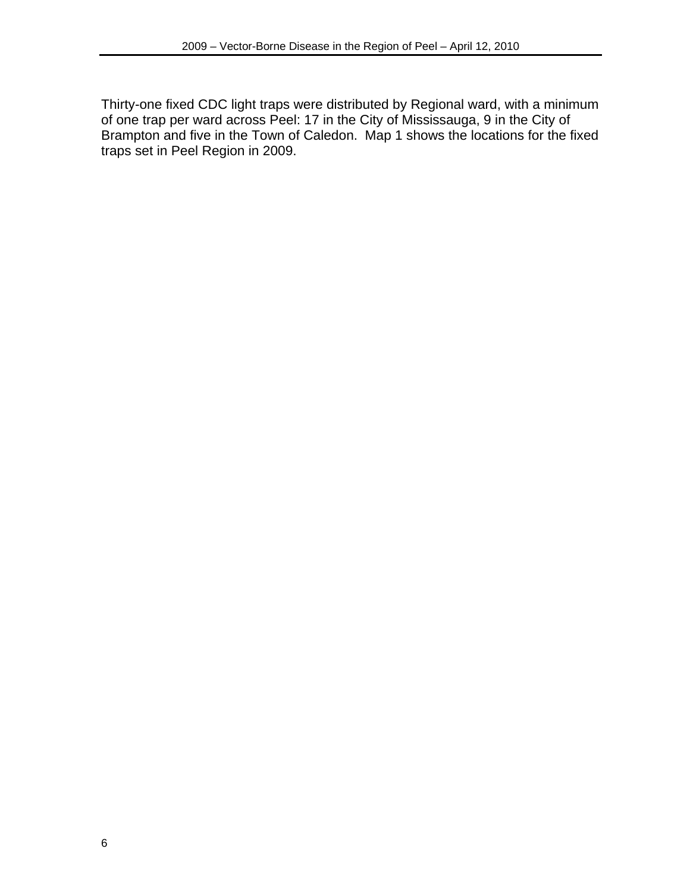Thirty-one fixed CDC light traps were distributed by Regional ward, with a minimum of one trap per ward across Peel: 17 in the City of Mississauga, 9 in the City of Brampton and five in the Town of Caledon. Map 1 shows the locations for the fixed traps set in Peel Region in 2009.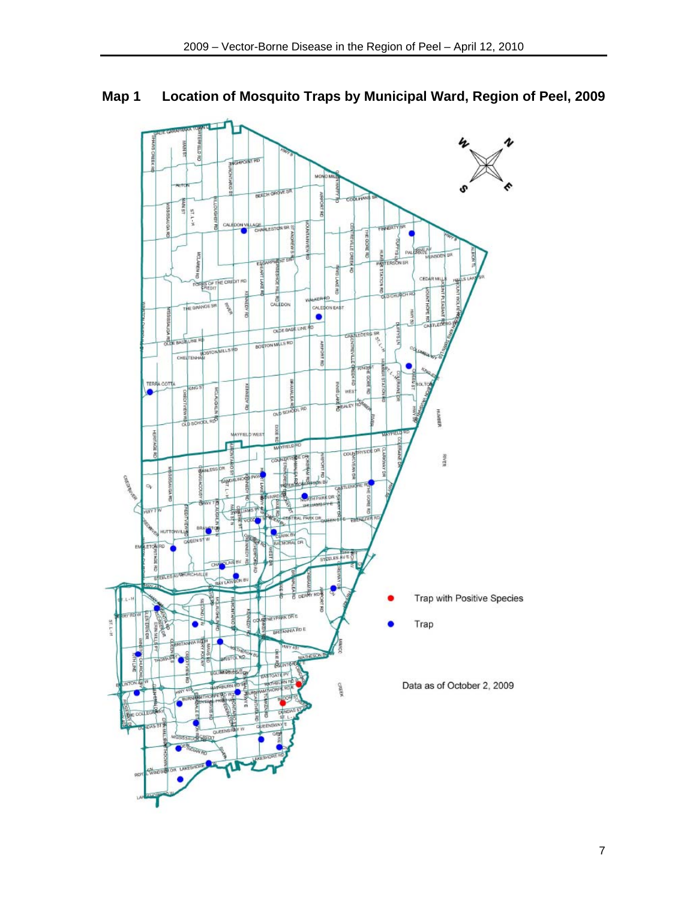## Map 1 Location of Mosquito Traps by Municipal Ward, Region of Peel, 2009

Trap with Positive Species

Trap

Data as of October 2, 2009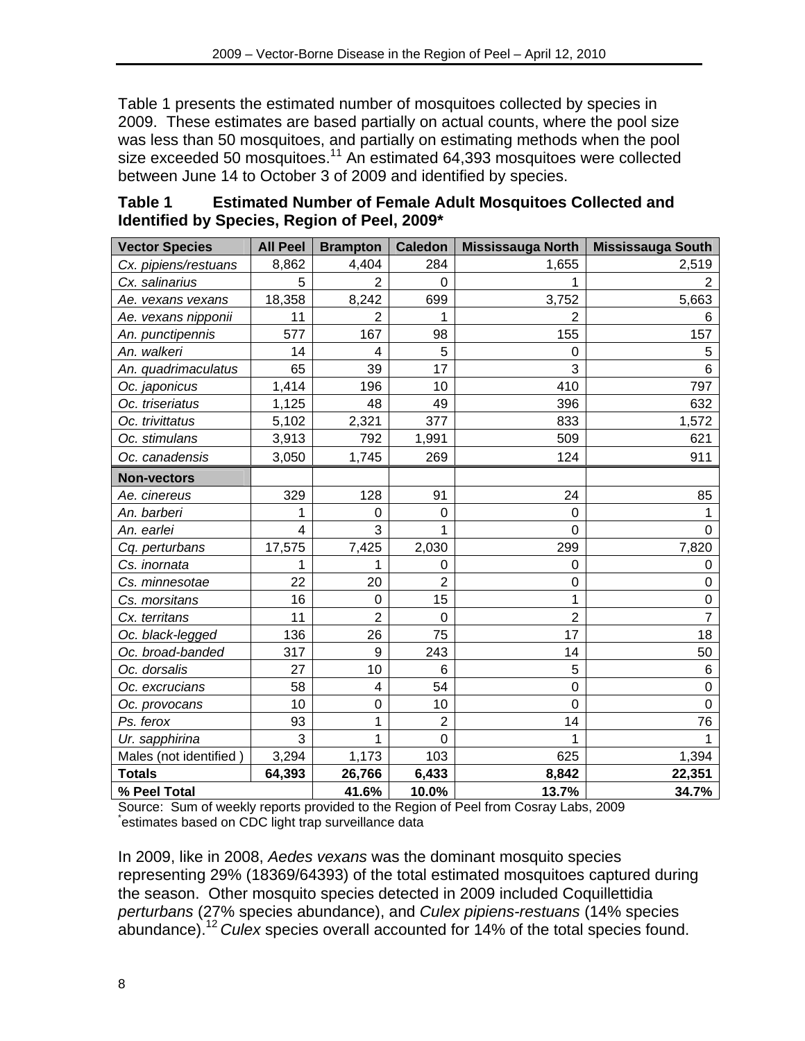Table 1 presents the estimated number of mosquitoes collected by species in 2009. These estimates are based partially on actual counts, where the pool size was less than 50 mosquitoes, and partially on estimating methods when the pool size exceeded 50 mosquitoes.[11] An estimated 64,393 mosquitoes were collected between June 14 to October 3 of 2009 and identified by species.

**Table 1 Estimated Number of Female Adult Mosquitoes Collected and Identified by Species, Region of Peel, 2009***

| Vector Species | All Peel | Brampton | Caledon | Mississauga North | Mississauga South |
|---|---|---|---|---|---|
| *Cx. pipiens/restuans* | 8,862 | 4,404 | 284 | 1,655 | 2,519 |
| *Cx. salinarius* | 5 | 2 | 0 | 1 | 2 |
| *Ae. vexans vexans* | 18,358 | 8,242 | 699 | 3,752 | 5,663 |
| *Ae. vexans nipponii* | 11 | 2 | 1 | 2 | 6 |
| *An. punctipennis* | 577 | 167 | 98 | 155 | 157 |
| *An. walkeri* | 14 | 4 | 5 | 0 | 5 |
| *An. quadrimaculatus* | 65 | 39 | 17 | 3 | 6 |
| *Oc. japonicus* | 1,414 | 196 | 10 | 410 | 797 |
| *Oc. triseriatus* | 1,125 | 48 | 49 | 396 | 632 |
| *Oc. trivittatus* | 5,102 | 2,321 | 377 | 833 | 1,572 |
| *Oc. stimulans* | 3,913 | 792 | 1,991 | 509 | 621 |
| *Oc. canadensis* | 3,050 | 1,745 | 269 | 124 | 911 |
| **Non-vectors** | | | | | |
| *Ae. cinereus* | 329 | 128 | 91 | 24 | 85 |
| *An. barberi* | 1 | 0 | 0 | 0 | 1 |
| *An. earlei* | 4 | 3 | 1 | 0 | 0 |
| *Cq. perturbans* | 17,575 | 7,425 | 2,030 | 299 | 7,820 |
| *Cs. inornata* | 1 | 1 | 0 | 0 | 0 |
| *Cs. minnesotae* | 22 | 20 | 2 | 0 | 0 |
| *Cs. morsitans* | 16 | 0 | 15 | 1 | 0 |
| *Cx. territans* | 11 | 2 | 0 | 2 | 7 |
| *Oc. black-legged* | 136 | 26 | 75 | 17 | 18 |
| *Oc. broad-banded* | 317 | 9 | 243 | 14 | 50 |
| *Oc. dorsalis* | 27 | 10 | 6 | 5 | 6 |
| *Oc. excrucians* | 58 | 4 | 54 | 0 | 0 |
| *Oc. provocans* | 10 | 0 | 10 | 0 | 0 |
| *Ps. ferox* | 93 | 1 | 2 | 14 | 76 |
| *Ur. sapphirina* | 3 | 1 | 0 | 1 | 1 |
| Males (not identified ) | 3,294 | 1,173 | 103 | 625 | 1,394 |
| **Totals** | **64,393** | **26,766** | **6,433** | **8,842** | **22,351** |
| **% Peel Total** | | **41.6%** | **10.0%** | **13.7%** | **34.7%** |

Source: Sum of weekly reports provided to the Region of Peel from Cosray Labs, 2009
*estimates based on CDC light trap surveillance data

In 2009, like in 2008, *Aedes vexans* was the dominant mosquito species representing 29% (18369/64393) of the total estimated mosquitoes captured during the season. Other mosquito species detected in 2009 included Coquillettidia *perturbans* (27% species abundance), and *Culex pipiens-restuans* (14% species abundance).[12] *Culex* species overall accounted for 14% of the total species found.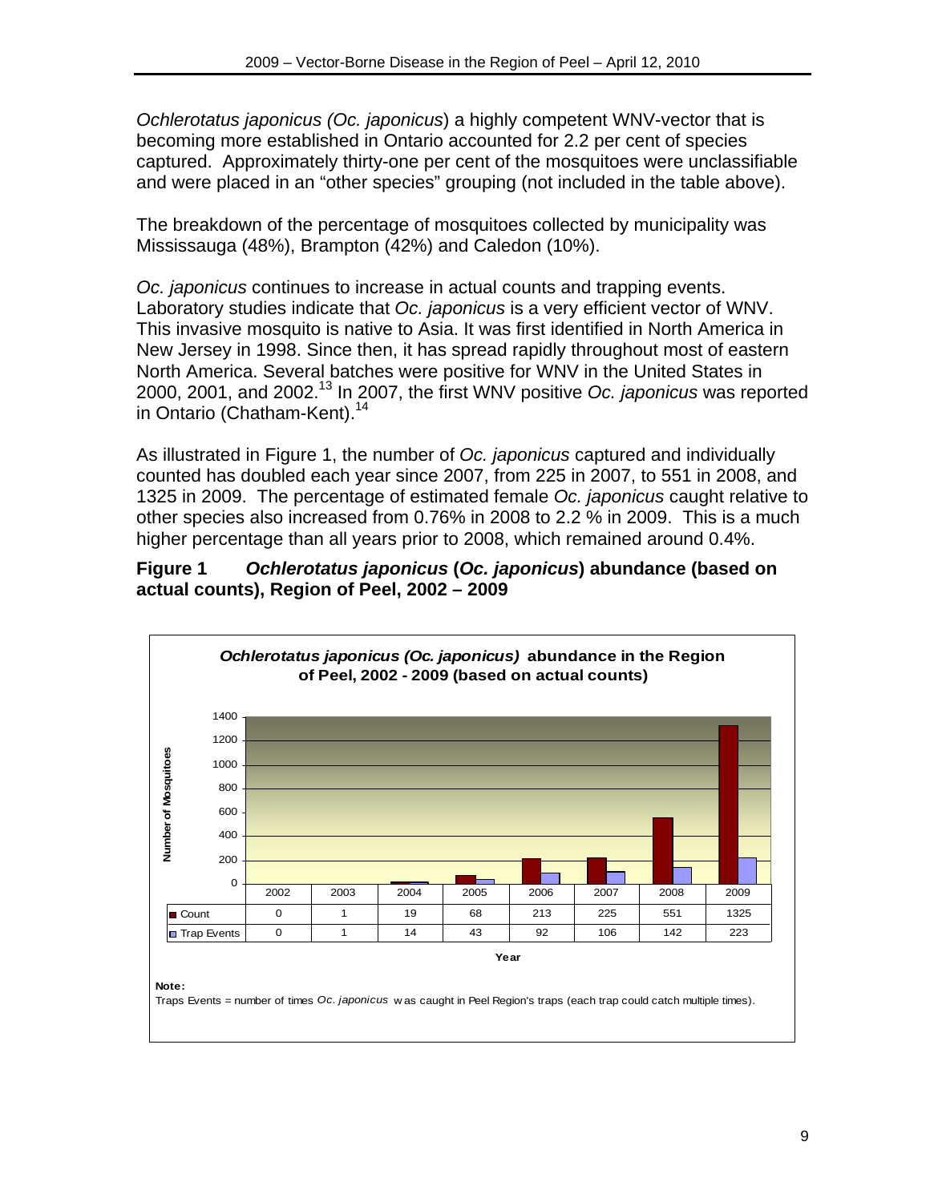*Ochlerotatus japonicus (Oc. japonicus*) a highly competent WNV-vector that is becoming more established in Ontario accounted for 2.2 per cent of species captured. Approximately thirty-one per cent of the mosquitoes were unclassifiable and were placed in an "other species" grouping (not included in the table above).

The breakdown of the percentage of mosquitoes collected by municipality was Mississauga (48%), Brampton (42%) and Caledon (10%).

*Oc. japonicus* continues to increase in actual counts and trapping events. Laboratory studies indicate that *Oc. japonicus* is a very efficient vector of WNV. This invasive mosquito is native to Asia. It was first identified in North America in New Jersey in 1998. Since then, it has spread rapidly throughout most of eastern North America. Several batches were positive for WNV in the United States in 2000, 2001, and 2002.[13] In 2007, the first WNV positive *Oc. japonicus* was reported in Ontario (Chatham-Kent).[14]

As illustrated in Figure 1, the number of *Oc. japonicus* captured and individually counted has doubled each year since 2007, from 225 in 2007, to 551 in 2008, and 1325 in 2009. The percentage of estimated female *Oc. japonicus* caught relative to other species also increased from 0.76% in 2008 to 2.2 % in 2009. This is a much higher percentage than all years prior to 2008, which remained around 0.4%.

**Figure 1 *Ochlerotatus japonicus* (*Oc. japonicus*) abundance (based on actual counts), Region of Peel, 2002 – 2009**

***Ochlerotatus japonicus (Oc. japonicus)* abundance in the Region of Peel, 2002 - 2009 (based on actual counts)**

| Year | 2002 | 2003 | 2004 | 2005 | 2006 | 2007 | 2008 | 2009 |
|---|---|---|---|---|---|---|---|---|
| Count | 0 | 1 | 19 | 68 | 213 | 225 | 551 | 1325 |
| Trap Events | 0 | 1 | 14 | 43 | 92 | 106 | 142 | 223 |

**Note:**
Traps Events = number of times *Oc. japonicus* was caught in Peel Region's traps (each trap could catch multiple times).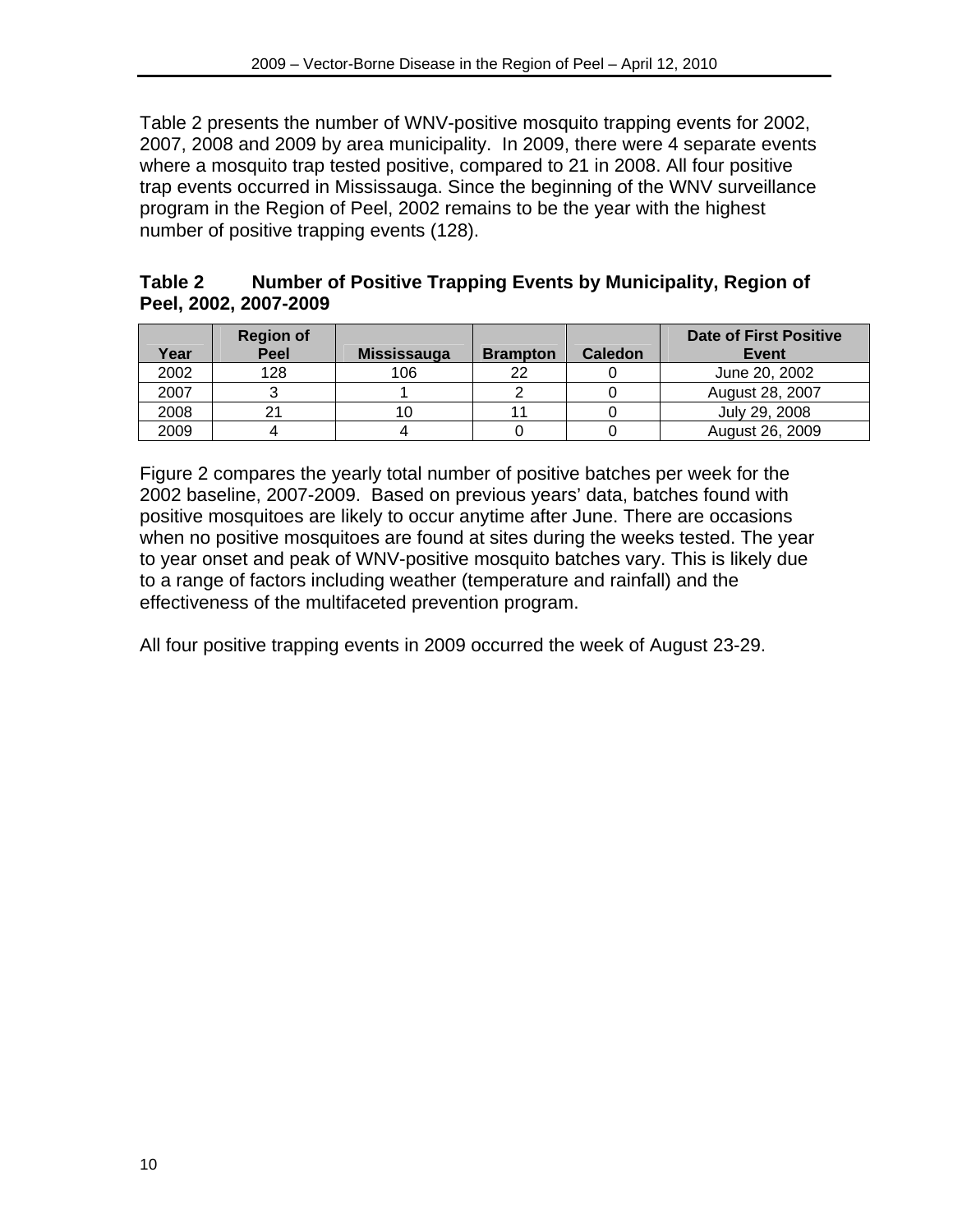Table 2 presents the number of WNV-positive mosquito trapping events for 2002, 2007, 2008 and 2009 by area municipality. In 2009, there were 4 separate events where a mosquito trap tested positive, compared to 21 in 2008. All four positive trap events occurred in Mississauga. Since the beginning of the WNV surveillance program in the Region of Peel, 2002 remains to be the year with the highest number of positive trapping events (128).

**Table 2 Number of Positive Trapping Events by Municipality, Region of Peel, 2002, 2007-2009**

| Year | Region of Peel | Mississauga | Brampton | Caledon | Date of First Positive Event |
|---|---|---|---|---|---|
| 2002 | 128 | 106 | 22 | 0 | June 20, 2002 |
| 2007 | 3 | 1 | 2 | 0 | August 28, 2007 |
| 2008 | 21 | 10 | 11 | 0 | July 29, 2008 |
| 2009 | 4 | 4 | 0 | 0 | August 26, 2009 |

Figure 2 compares the yearly total number of positive batches per week for the 2002 baseline, 2007-2009. Based on previous years' data, batches found with positive mosquitoes are likely to occur anytime after June. There are occasions when no positive mosquitoes are found at sites during the weeks tested. The year to year onset and peak of WNV-positive mosquito batches vary. This is likely due to a range of factors including weather (temperature and rainfall) and the effectiveness of the multifaceted prevention program.

All four positive trapping events in 2009 occurred the week of August 23-29.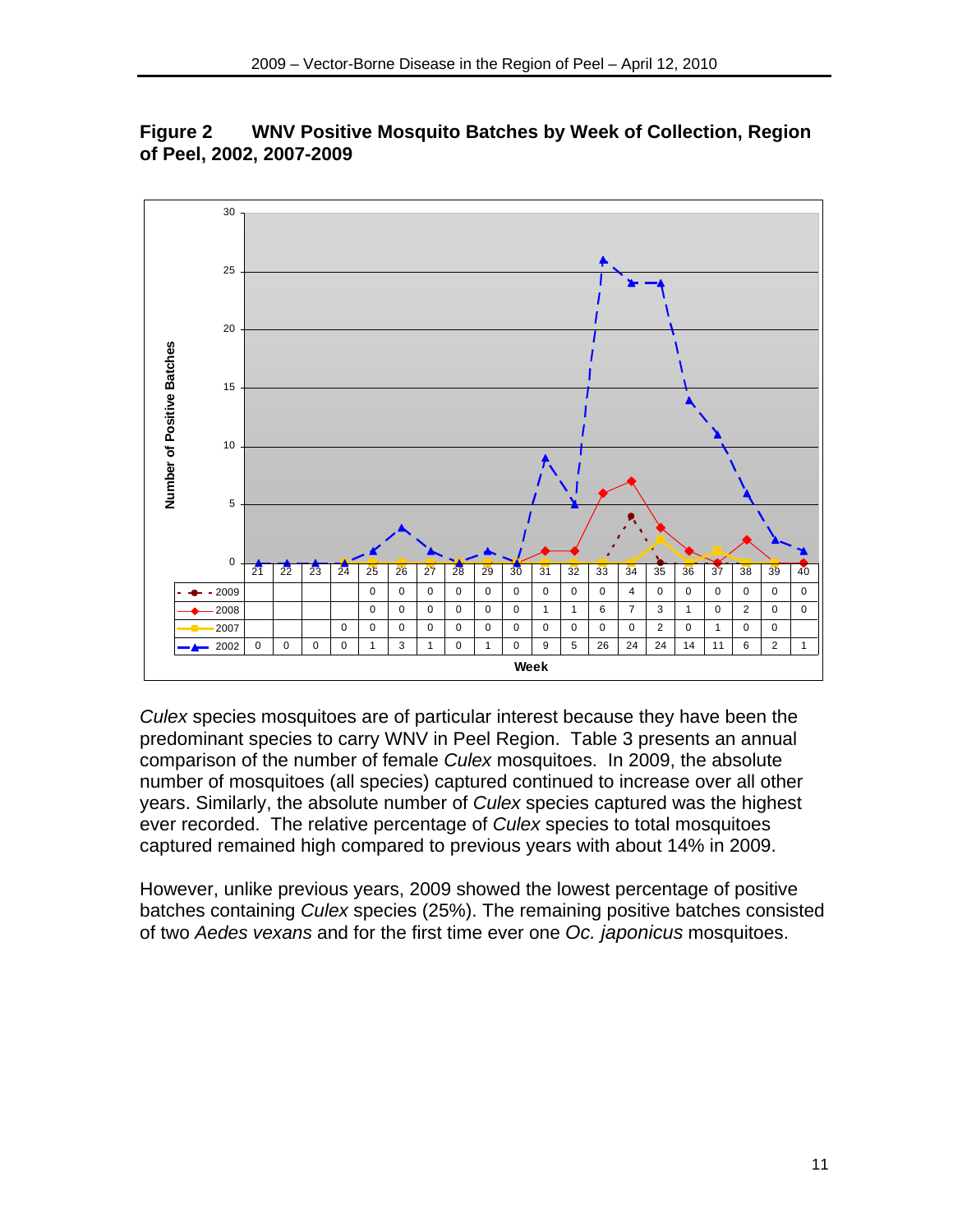**Figure 2 WNV Positive Mosquito Batches by Week of Collection, Region of Peel, 2002, 2007-2009**

| Week | 21 | 22 | 23 | 24 | 25 | 26 | 27 | 28 | 29 | 30 | 31 | 32 | 33 | 34 | 35 | 36 | 37 | 38 | 39 | 40 |
|---|---|---|---|---|---|---|---|---|---|---|---|---|---|---|---|---|---|---|---|---|
| 2009 | | | | | 0 | 0 | 0 | 0 | 0 | 0 | 0 | 0 | 0 | 4 | 0 | 0 | 0 | 0 | 0 | 0 |
| 2008 | | | | | 0 | 0 | 0 | 0 | 0 | 0 | 1 | 1 | 6 | 7 | 3 | 1 | 0 | 2 | 0 | 0 |
| 2007 | | | | 0 | 0 | 0 | 0 | 0 | 0 | 0 | 0 | 0 | 0 | 0 | 2 | 0 | 1 | 0 | 0 | |
| 2002 | 0 | 0 | 0 | 0 | 1 | 3 | 1 | 0 | 1 | 0 | 9 | 5 | 26 | 24 | 24 | 14 | 11 | 6 | 2 | 1 |

*Culex* species mosquitoes are of particular interest because they have been the predominant species to carry WNV in Peel Region. Table 3 presents an annual comparison of the number of female *Culex* mosquitoes. In 2009, the absolute number of mosquitoes (all species) captured continued to increase over all other years. Similarly, the absolute number of *Culex* species captured was the highest ever recorded. The relative percentage of *Culex* species to total mosquitoes captured remained high compared to previous years with about 14% in 2009.

However, unlike previous years, 2009 showed the lowest percentage of positive batches containing *Culex* species (25%). The remaining positive batches consisted of two *Aedes vexans* and for the first time ever one *Oc. japonicus* mosquitoes.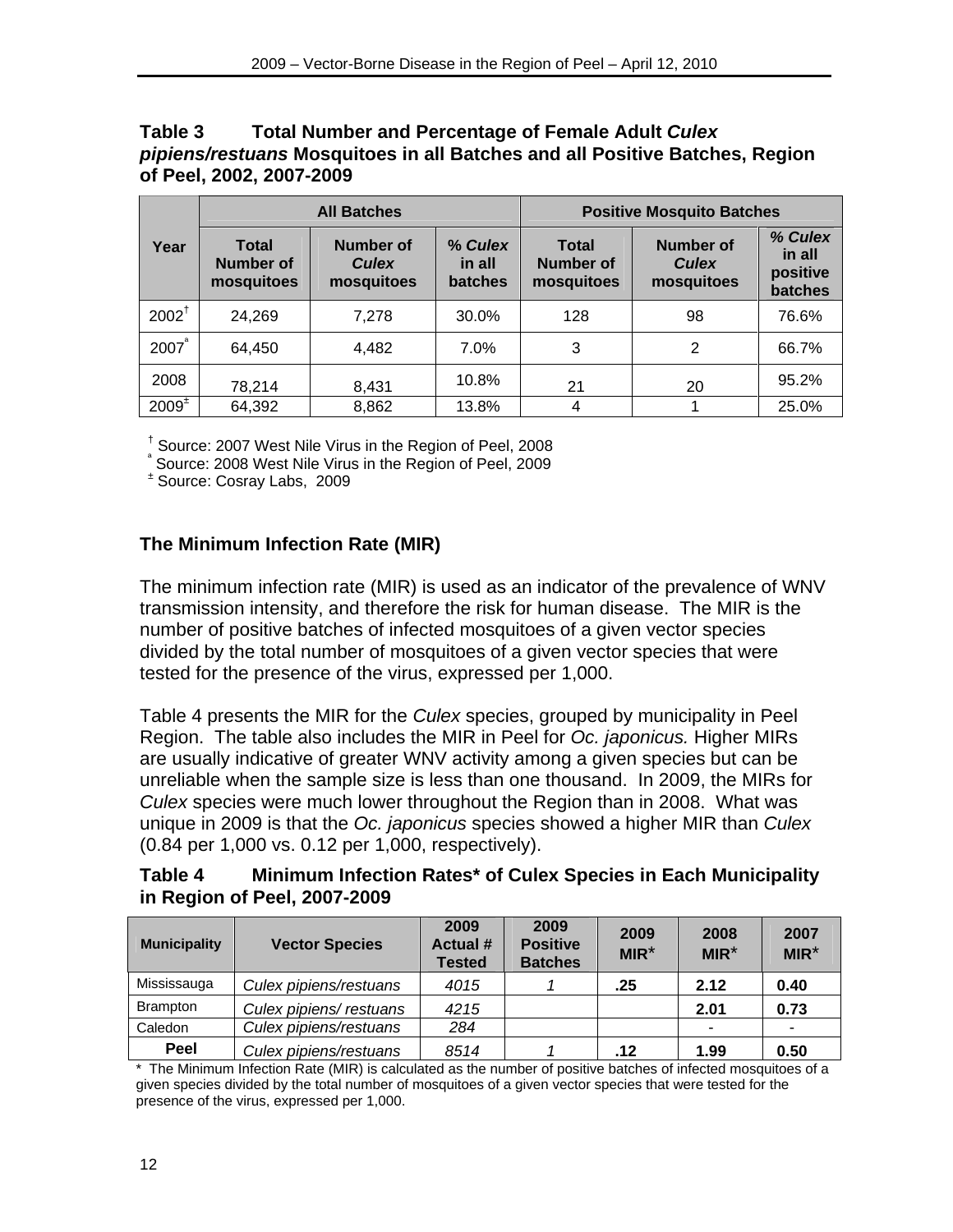**Table 3 Total Number and Percentage of Female Adult *Culex pipiens/restuans* Mosquitoes in all Batches and all Positive Batches, Region of Peel, 2002, 2007-2009**

| Year | All Batches | | | Positive Mosquito Batches | | |
|---|---|---|---|---|---|---|
| | Total Number of mosquitoes | Number of *Culex* mosquitoes | % *Culex* in all batches | Total Number of mosquitoes | Number of *Culex* mosquitoes | % *Culex* in all positive batches |
| 2002[†] | 24,269 | 7,278 | 30.0% | 128 | 98 | 76.6% |
| 2007[a] | 64,450 | 4,482 | 7.0% | 3 | 2 | 66.7% |
| 2008 | 78,214 | 8,431 | 10.8% | 21 | 20 | 95.2% |
| 2009[±] | 64,392 | 8,862 | 13.8% | 4 | 1 | 25.0% |

[†] Source: 2007 West Nile Virus in the Region of Peel, 2008
[a] Source: 2008 West Nile Virus in the Region of Peel, 2009
[±] Source: Cosray Labs, 2009

## The Minimum Infection Rate (MIR)

The minimum infection rate (MIR) is used as an indicator of the prevalence of WNV transmission intensity, and therefore the risk for human disease. The MIR is the number of positive batches of infected mosquitoes of a given vector species divided by the total number of mosquitoes of a given vector species that were tested for the presence of the virus, expressed per 1,000.

Table 4 presents the MIR for the *Culex* species, grouped by municipality in Peel Region. The table also includes the MIR in Peel for *Oc. japonicus.* Higher MIRs are usually indicative of greater WNV activity among a given species but can be unreliable when the sample size is less than one thousand. In 2009, the MIRs for *Culex* species were much lower throughout the Region than in 2008. What was unique in 2009 is that the *Oc. japonicus* species showed a higher MIR than *Culex* (0.84 per 1,000 vs. 0.12 per 1,000, respectively).

**Table 4 Minimum Infection Rates* of Culex Species in Each Municipality in Region of Peel, 2007-2009**

| Municipality | Vector Species | 2009 Actual # Tested | 2009 Positive Batches | 2009 MIR* | 2008 MIR* | 2007 MIR* |
|---|---|---|---|---|---|---|
| Mississauga | *Culex pipiens/restuans* | *4015* | *1* | **.25** | **2.12** | **0.40** |
| Brampton | *Culex pipiens/ restuans* | *4215* | | | **2.01** | **0.73** |
| Caledon | *Culex pipiens/restuans* | *284* | | | - | - |
| **Peel** | *Culex pipiens/restuans* | *8514* | *1* | **.12** | **1.99** | **0.50** |

\* The Minimum Infection Rate (MIR) is calculated as the number of positive batches of infected mosquitoes of a given species divided by the total number of mosquitoes of a given vector species that were tested for the presence of the virus, expressed per 1,000.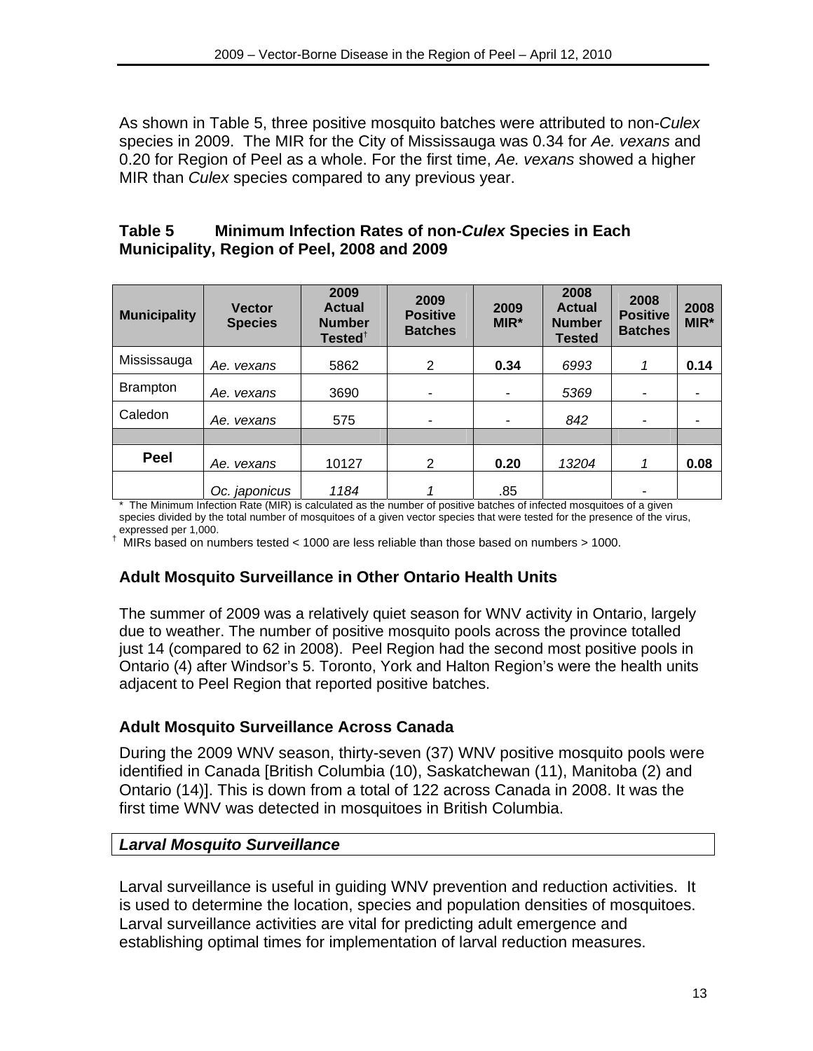As shown in Table 5, three positive mosquito batches were attributed to non-*Culex* species in 2009. The MIR for the City of Mississauga was 0.34 for *Ae. vexans* and 0.20 for Region of Peel as a whole. For the first time, *Ae. vexans* showed a higher MIR than *Culex* species compared to any previous year.

**Table 5 Minimum Infection Rates of non-*Culex* Species in Each Municipality, Region of Peel, 2008 and 2009**

| Municipality | Vector Species | 2009 Actual Number Tested† | 2009 Positive Batches | 2009 MIR* | 2008 Actual Number Tested | 2008 Positive Batches | 2008 MIR* |
|---|---|---|---|---|---|---|---|
| Mississauga | *Ae. vexans* | 5862 | 2 | **0.34** | *6993* | *1* | **0.14** |
| Brampton | *Ae. vexans* | 3690 | - | - | *5369* | - | - |
| Caledon | *Ae. vexans* | 575 | - | - | *842* | - | - |
| | | | | | | | |
| **Peel** | *Ae. vexans* | 10127 | 2 | **0.20** | *13204* | *1* | **0.08** |
| | *Oc. japonicus* | *1184* | *1* | .85 | | - | |

\* The Minimum Infection Rate (MIR) is calculated as the number of positive batches of infected mosquitoes of a given species divided by the total number of mosquitoes of a given vector species that were tested for the presence of the virus, expressed per 1,000.

† MIRs based on numbers tested < 1000 are less reliable than those based on numbers > 1000.

### Adult Mosquito Surveillance in Other Ontario Health Units

The summer of 2009 was a relatively quiet season for WNV activity in Ontario, largely due to weather. The number of positive mosquito pools across the province totalled just 14 (compared to 62 in 2008). Peel Region had the second most positive pools in Ontario (4) after Windsor's 5. Toronto, York and Halton Region's were the health units adjacent to Peel Region that reported positive batches.

### Adult Mosquito Surveillance Across Canada

During the 2009 WNV season, thirty-seven (37) WNV positive mosquito pools were identified in Canada [British Columbia (10), Saskatchewan (11), Manitoba (2) and Ontario (14)]. This is down from a total of 122 across Canada in 2008. It was the first time WNV was detected in mosquitoes in British Columbia.

## *Larval Mosquito Surveillance*

Larval surveillance is useful in guiding WNV prevention and reduction activities. It is used to determine the location, species and population densities of mosquitoes. Larval surveillance activities are vital for predicting adult emergence and establishing optimal times for implementation of larval reduction measures.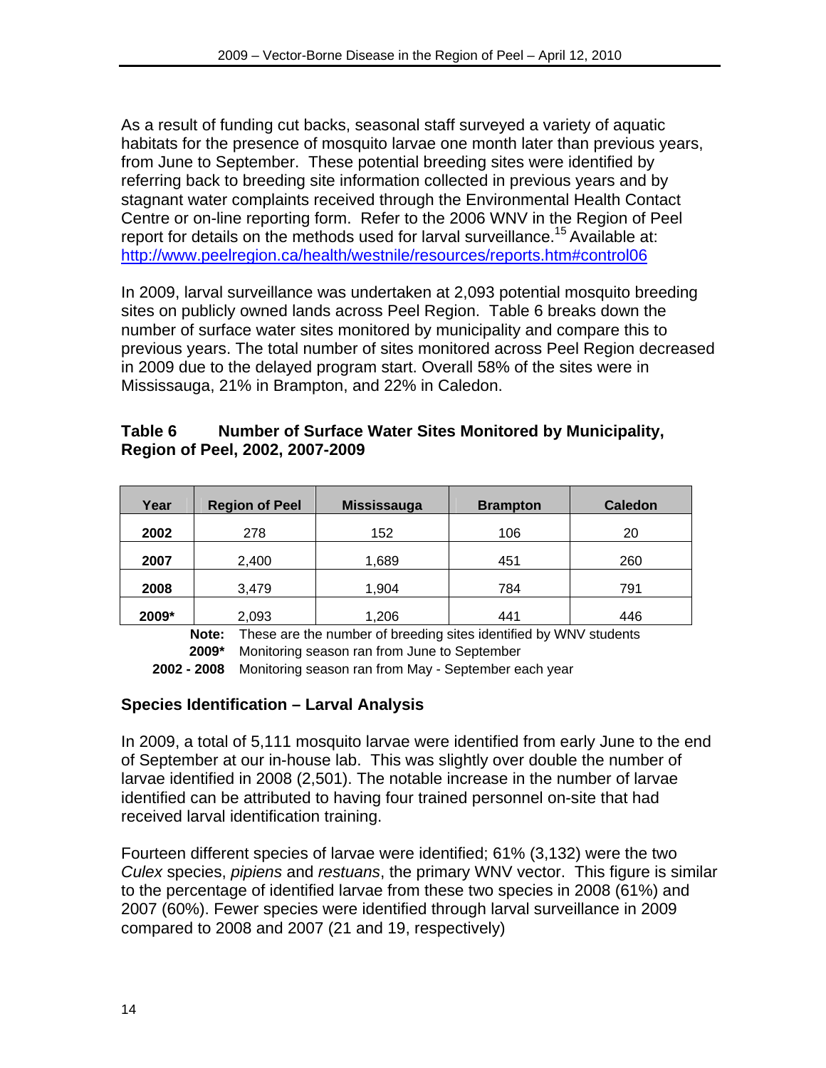As a result of funding cut backs, seasonal staff surveyed a variety of aquatic habitats for the presence of mosquito larvae one month later than previous years, from June to September. These potential breeding sites were identified by referring back to breeding site information collected in previous years and by stagnant water complaints received through the Environmental Health Contact Centre or on-line reporting form. Refer to the 2006 WNV in the Region of Peel report for details on the methods used for larval surveillance.[15] Available at: http://www.peelregion.ca/health/westnile/resources/reports.htm#control06

In 2009, larval surveillance was undertaken at 2,093 potential mosquito breeding sites on publicly owned lands across Peel Region. Table 6 breaks down the number of surface water sites monitored by municipality and compare this to previous years. The total number of sites monitored across Peel Region decreased in 2009 due to the delayed program start. Overall 58% of the sites were in Mississauga, 21% in Brampton, and 22% in Caledon.

**Table 6 Number of Surface Water Sites Monitored by Municipality, Region of Peel, 2002, 2007-2009**

| Year | Region of Peel | Mississauga | Brampton | Caledon |
|---|---|---|---|---|
| **2002** | 278 | 152 | 106 | 20 |
| **2007** | 2,400 | 1,689 | 451 | 260 |
| **2008** | 3,479 | 1,904 | 784 | 791 |
| **2009*** | 2,093 | 1,206 | 441 | 446 |

**Note:** These are the number of breeding sites identified by WNV students
**2009*** Monitoring season ran from June to September
**2002 - 2008** Monitoring season ran from May - September each year

### Species Identification – Larval Analysis

In 2009, a total of 5,111 mosquito larvae were identified from early June to the end of September at our in-house lab. This was slightly over double the number of larvae identified in 2008 (2,501). The notable increase in the number of larvae identified can be attributed to having four trained personnel on-site that had received larval identification training.

Fourteen different species of larvae were identified; 61% (3,132) were the two *Culex* species, *pipiens* and *restuans*, the primary WNV vector. This figure is similar to the percentage of identified larvae from these two species in 2008 (61%) and 2007 (60%). Fewer species were identified through larval surveillance in 2009 compared to 2008 and 2007 (21 and 19, respectively)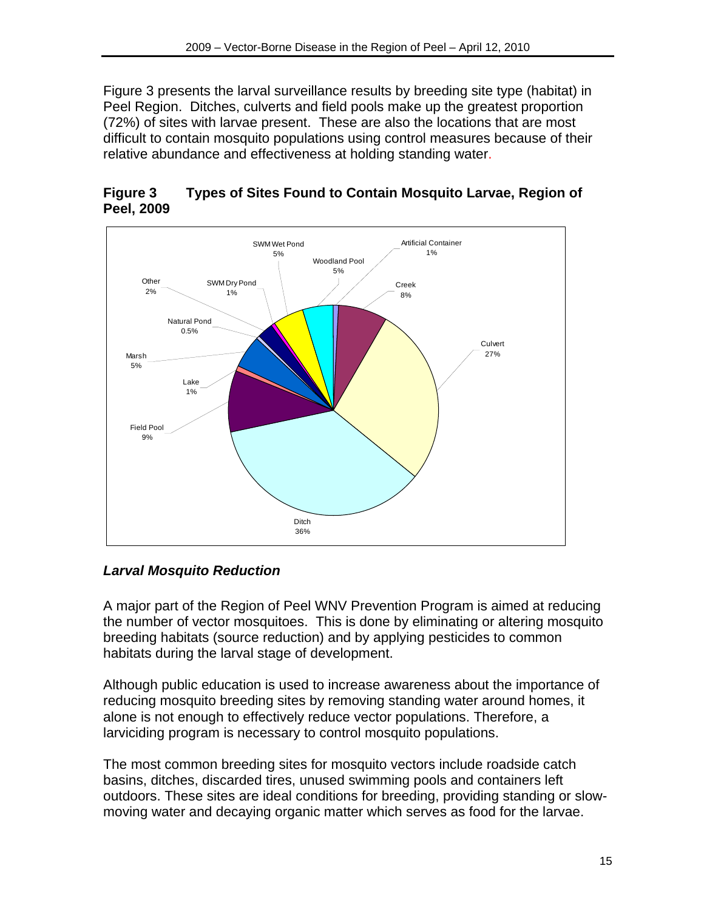Figure 3 presents the larval surveillance results by breeding site type (habitat) in Peel Region. Ditches, culverts and field pools make up the greatest proportion (72%) of sites with larvae present. These are also the locations that are most difficult to contain mosquito populations using control measures because of their relative abundance and effectiveness at holding standing water.

**Figure 3 Types of Sites Found to Contain Mosquito Larvae, Region of Peel, 2009**

| Site Type | Percentage |
|---|---|
| Ditch | 36% |
| Culvert | 27% |
| Field Pool | 9% |
| Creek | 8% |
| SWM Wet Pond | 5% |
| Woodland Pool | 5% |
| Marsh | 5% |
| Other | 2% |
| SWM Dry Pond | 1% |
| Artificial Container | 1% |
| Lake | 1% |
| Natural Pond | 0.5% |

### *Larval Mosquito Reduction*

A major part of the Region of Peel WNV Prevention Program is aimed at reducing the number of vector mosquitoes. This is done by eliminating or altering mosquito breeding habitats (source reduction) and by applying pesticides to common habitats during the larval stage of development.

Although public education is used to increase awareness about the importance of reducing mosquito breeding sites by removing standing water around homes, it alone is not enough to effectively reduce vector populations. Therefore, a larviciding program is necessary to control mosquito populations.

The most common breeding sites for mosquito vectors include roadside catch basins, ditches, discarded tires, unused swimming pools and containers left outdoors. These sites are ideal conditions for breeding, providing standing or slow-moving water and decaying organic matter which serves as food for the larvae.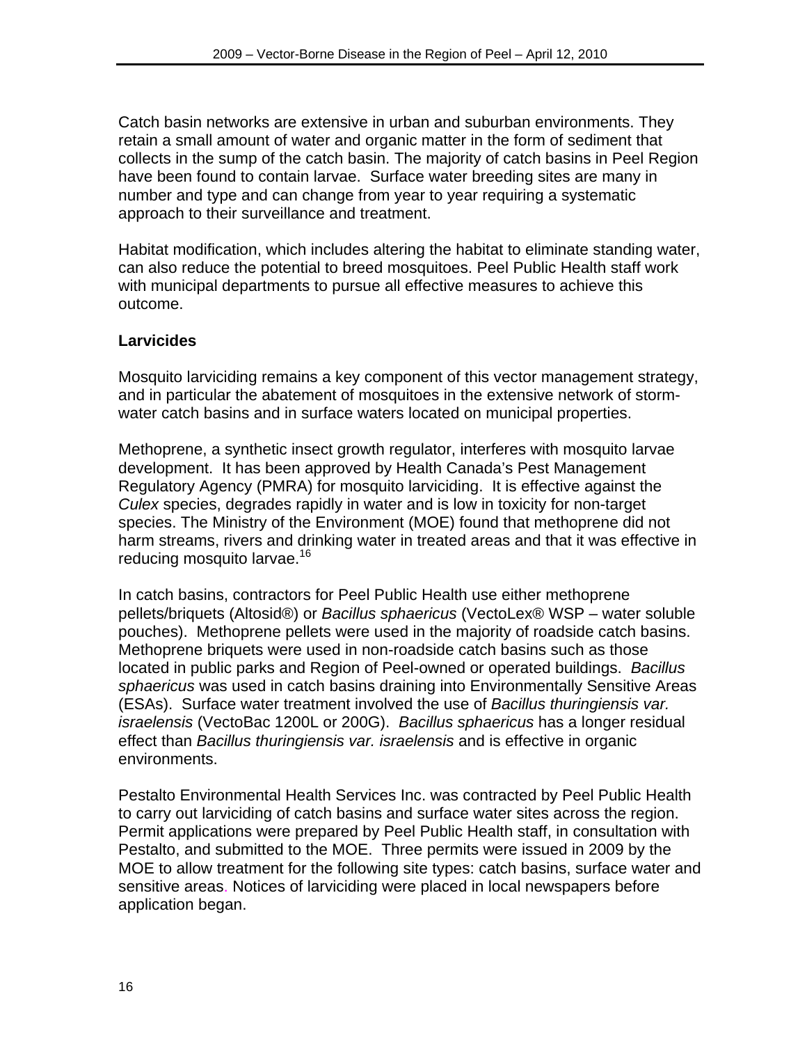Catch basin networks are extensive in urban and suburban environments. They retain a small amount of water and organic matter in the form of sediment that collects in the sump of the catch basin. The majority of catch basins in Peel Region have been found to contain larvae. Surface water breeding sites are many in number and type and can change from year to year requiring a systematic approach to their surveillance and treatment.

Habitat modification, which includes altering the habitat to eliminate standing water, can also reduce the potential to breed mosquitoes. Peel Public Health staff work with municipal departments to pursue all effective measures to achieve this outcome.

**Larvicides**

Mosquito larviciding remains a key component of this vector management strategy, and in particular the abatement of mosquitoes in the extensive network of storm-water catch basins and in surface waters located on municipal properties.

Methoprene, a synthetic insect growth regulator, interferes with mosquito larvae development. It has been approved by Health Canada's Pest Management Regulatory Agency (PMRA) for mosquito larviciding. It is effective against the *Culex* species, degrades rapidly in water and is low in toxicity for non-target species. The Ministry of the Environment (MOE) found that methoprene did not harm streams, rivers and drinking water in treated areas and that it was effective in reducing mosquito larvae.[16]

In catch basins, contractors for Peel Public Health use either methoprene pellets/briquets (Altosid®) or *Bacillus sphaericus* (VectoLex® WSP – water soluble pouches). Methoprene pellets were used in the majority of roadside catch basins. Methoprene briquets were used in non-roadside catch basins such as those located in public parks and Region of Peel-owned or operated buildings. *Bacillus sphaericus* was used in catch basins draining into Environmentally Sensitive Areas (ESAs). Surface water treatment involved the use of *Bacillus thuringiensis var. israelensis* (VectoBac 1200L or 200G). *Bacillus sphaericus* has a longer residual effect than *Bacillus thuringiensis var. israelensis* and is effective in organic environments.

Pestalto Environmental Health Services Inc. was contracted by Peel Public Health to carry out larviciding of catch basins and surface water sites across the region. Permit applications were prepared by Peel Public Health staff, in consultation with Pestalto, and submitted to the MOE. Three permits were issued in 2009 by the MOE to allow treatment for the following site types: catch basins, surface water and sensitive areas. Notices of larviciding were placed in local newspapers before application began.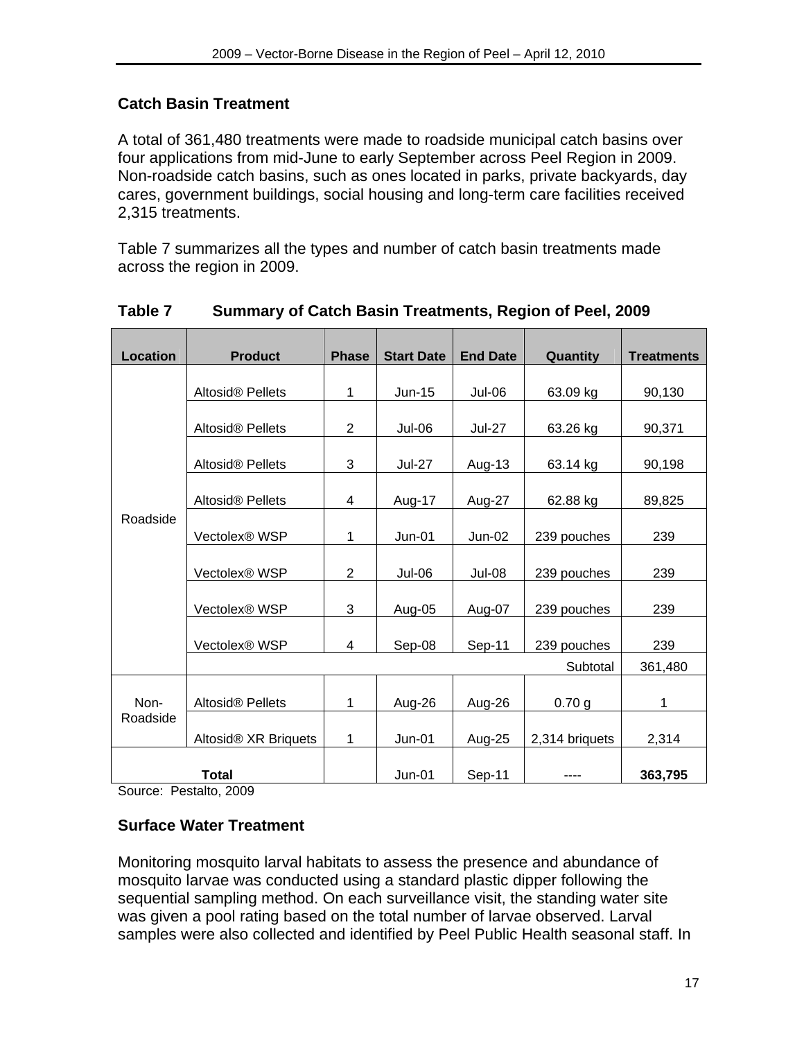### Catch Basin Treatment

A total of 361,480 treatments were made to roadside municipal catch basins over four applications from mid-June to early September across Peel Region in 2009. Non-roadside catch basins, such as ones located in parks, private backyards, day cares, government buildings, social housing and long-term care facilities received 2,315 treatments.

Table 7 summarizes all the types and number of catch basin treatments made across the region in 2009.

**Table 7 Summary of Catch Basin Treatments, Region of Peel, 2009**

| Location | Product | Phase | Start Date | End Date | Quantity | Treatments |
|---|---|---|---|---|---|---|
| Roadside | Altosid® Pellets | 1 | Jun-15 | Jul-06 | 63.09 kg | 90,130 |
| | Altosid® Pellets | 2 | Jul-06 | Jul-27 | 63.26 kg | 90,371 |
| | Altosid® Pellets | 3 | Jul-27 | Aug-13 | 63.14 kg | 90,198 |
| | Altosid® Pellets | 4 | Aug-17 | Aug-27 | 62.88 kg | 89,825 |
| | Vectolex® WSP | 1 | Jun-01 | Jun-02 | 239 pouches | 239 |
| | Vectolex® WSP | 2 | Jul-06 | Jul-08 | 239 pouches | 239 |
| | Vectolex® WSP | 3 | Aug-05 | Aug-07 | 239 pouches | 239 |
| | Vectolex® WSP | 4 | Sep-08 | Sep-11 | 239 pouches | 239 |
| | | | | | Subtotal | 361,480 |
| Non-Roadside | Altosid® Pellets | 1 | Aug-26 | Aug-26 | 0.70 g | 1 |
| | Altosid® XR Briquets | 1 | Jun-01 | Aug-25 | 2,314 briquets | 2,314 |
| **Total** | | | Jun-01 | Sep-11 | ---- | **363,795** |

Source: Pestalto, 2009

### Surface Water Treatment

Monitoring mosquito larval habitats to assess the presence and abundance of mosquito larvae was conducted using a standard plastic dipper following the sequential sampling method. On each surveillance visit, the standing water site was given a pool rating based on the total number of larvae observed. Larval samples were also collected and identified by Peel Public Health seasonal staff. In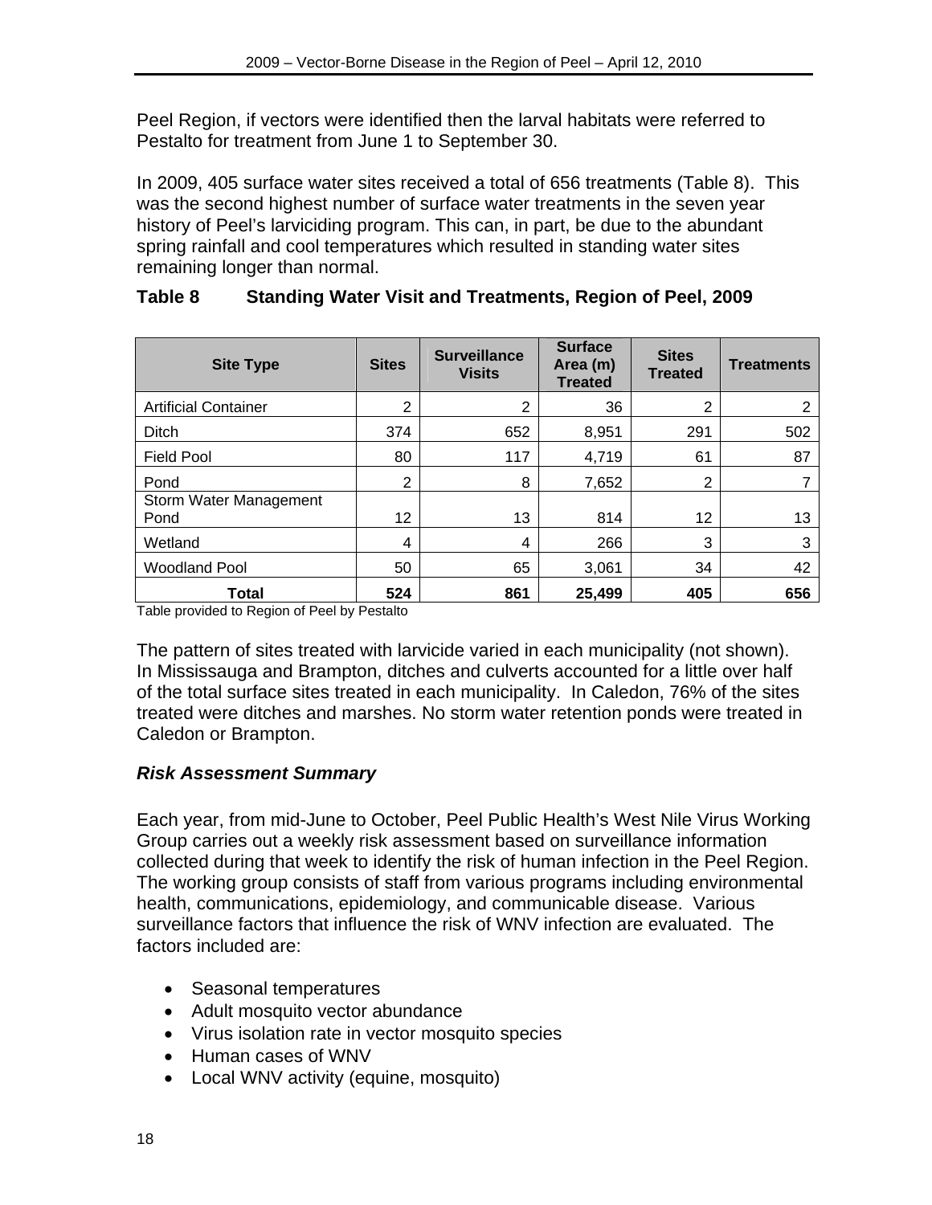Peel Region, if vectors were identified then the larval habitats were referred to Pestalto for treatment from June 1 to September 30.

In 2009, 405 surface water sites received a total of 656 treatments (Table 8). This was the second highest number of surface water treatments in the seven year history of Peel's larviciding program. This can, in part, be due to the abundant spring rainfall and cool temperatures which resulted in standing water sites remaining longer than normal.

**Table 8 Standing Water Visit and Treatments, Region of Peel, 2009**

| Site Type | Sites | Surveillance Visits | Surface Area (m) Treated | Sites Treated | Treatments |
|---|---|---|---|---|---|
| Artificial Container | 2 | 2 | 36 | 2 | 2 |
| Ditch | 374 | 652 | 8,951 | 291 | 502 |
| Field Pool | 80 | 117 | 4,719 | 61 | 87 |
| Pond | 2 | 8 | 7,652 | 2 | 7 |
| Storm Water Management Pond | 12 | 13 | 814 | 12 | 13 |
| Wetland | 4 | 4 | 266 | 3 | 3 |
| Woodland Pool | 50 | 65 | 3,061 | 34 | 42 |
| **Total** | **524** | **861** | **25,499** | **405** | **656** |

Table provided to Region of Peel by Pestalto

The pattern of sites treated with larvicide varied in each municipality (not shown). In Mississauga and Brampton, ditches and culverts accounted for a little over half of the total surface sites treated in each municipality. In Caledon, 76% of the sites treated were ditches and marshes. No storm water retention ponds were treated in Caledon or Brampton.

### *Risk Assessment Summary*

Each year, from mid-June to October, Peel Public Health's West Nile Virus Working Group carries out a weekly risk assessment based on surveillance information collected during that week to identify the risk of human infection in the Peel Region. The working group consists of staff from various programs including environmental health, communications, epidemiology, and communicable disease. Various surveillance factors that influence the risk of WNV infection are evaluated. The factors included are:

- Seasonal temperatures
- Adult mosquito vector abundance
- Virus isolation rate in vector mosquito species
- Human cases of WNV
- Local WNV activity (equine, mosquito)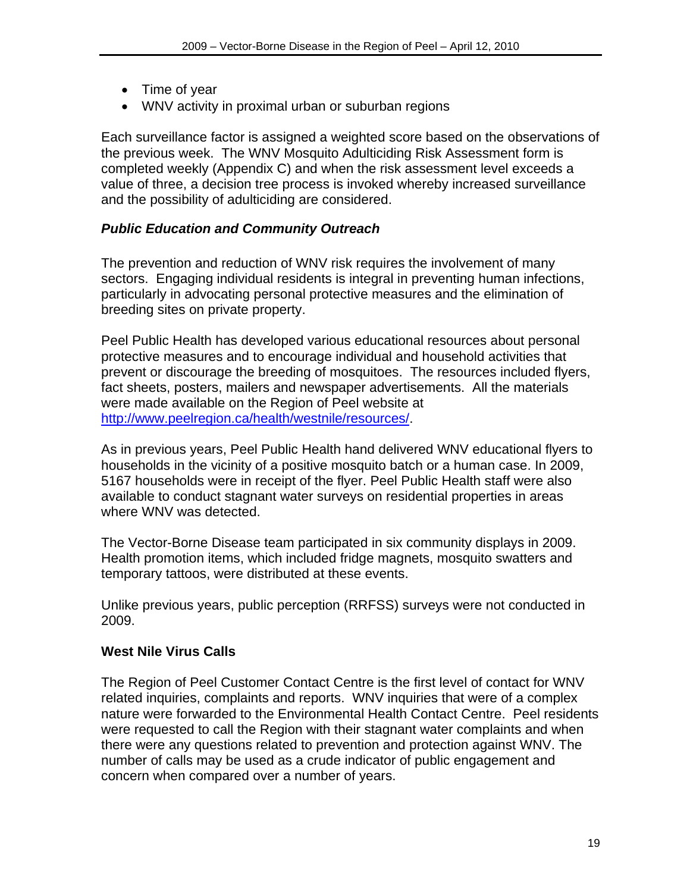- Time of year
- WNV activity in proximal urban or suburban regions

Each surveillance factor is assigned a weighted score based on the observations of the previous week. The WNV Mosquito Adulticiding Risk Assessment form is completed weekly (Appendix C) and when the risk assessment level exceeds a value of three, a decision tree process is invoked whereby increased surveillance and the possibility of adulticiding are considered.

### *Public Education and Community Outreach*

The prevention and reduction of WNV risk requires the involvement of many sectors. Engaging individual residents is integral in preventing human infections, particularly in advocating personal protective measures and the elimination of breeding sites on private property.

Peel Public Health has developed various educational resources about personal protective measures and to encourage individual and household activities that prevent or discourage the breeding of mosquitoes. The resources included flyers, fact sheets, posters, mailers and newspaper advertisements. All the materials were made available on the Region of Peel website at [http://www.peelregion.ca/health/westnile/resources/](http://www.peelregion.ca/health/westnile/resources/).

As in previous years, Peel Public Health hand delivered WNV educational flyers to households in the vicinity of a positive mosquito batch or a human case. In 2009, 5167 households were in receipt of the flyer. Peel Public Health staff were also available to conduct stagnant water surveys on residential properties in areas where WNV was detected.

The Vector-Borne Disease team participated in six community displays in 2009. Health promotion items, which included fridge magnets, mosquito swatters and temporary tattoos, were distributed at these events.

Unlike previous years, public perception (RRFSS) surveys were not conducted in 2009.

## West Nile Virus Calls

The Region of Peel Customer Contact Centre is the first level of contact for WNV related inquiries, complaints and reports. WNV inquiries that were of a complex nature were forwarded to the Environmental Health Contact Centre. Peel residents were requested to call the Region with their stagnant water complaints and when there were any questions related to prevention and protection against WNV. The number of calls may be used as a crude indicator of public engagement and concern when compared over a number of years.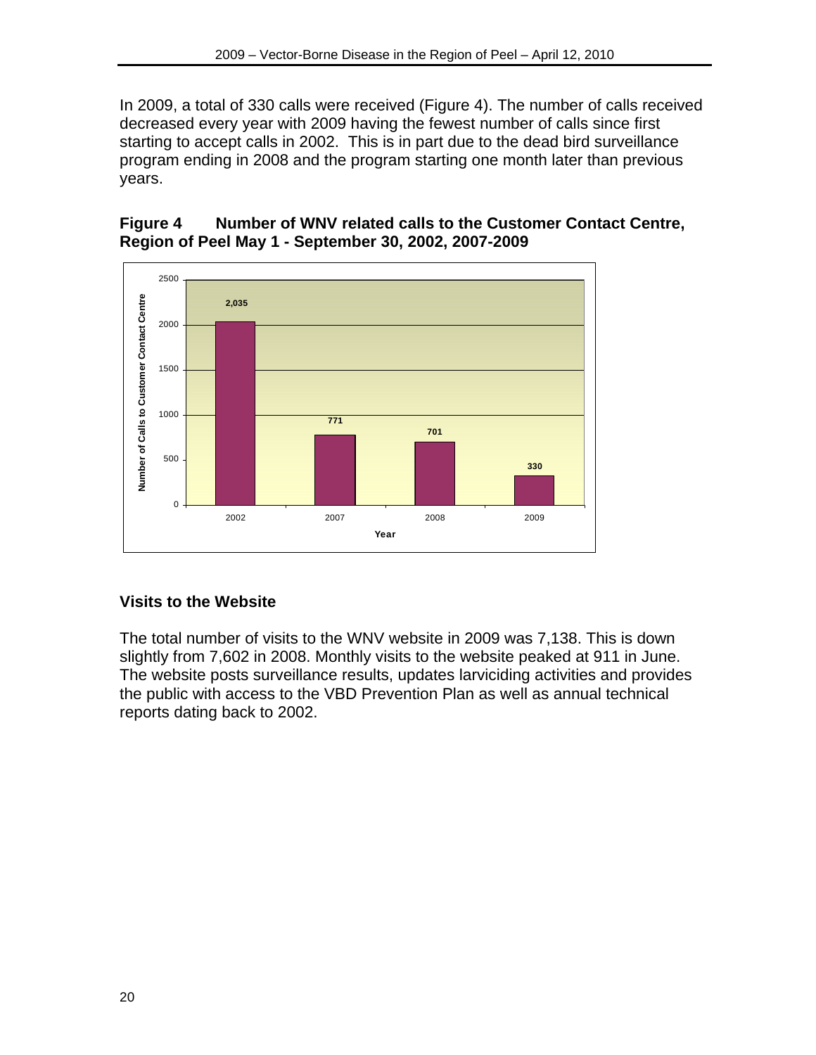In 2009, a total of 330 calls were received (Figure 4). The number of calls received decreased every year with 2009 having the fewest number of calls since first starting to accept calls in 2002. This is in part due to the dead bird surveillance program ending in 2008 and the program starting one month later than previous years.

**Figure 4 Number of WNV related calls to the Customer Contact Centre, Region of Peel May 1 - September 30, 2002, 2007-2009**

| Year | Number of Calls to Customer Contact Centre |
|---|---|
| 2002 | 2,035 |
| 2007 | 771 |
| 2008 | 701 |
| 2009 | 330 |

### Visits to the Website

The total number of visits to the WNV website in 2009 was 7,138. This is down slightly from 7,602 in 2008. Monthly visits to the website peaked at 911 in June. The website posts surveillance results, updates larviciding activities and provides the public with access to the VBD Prevention Plan as well as annual technical reports dating back to 2002.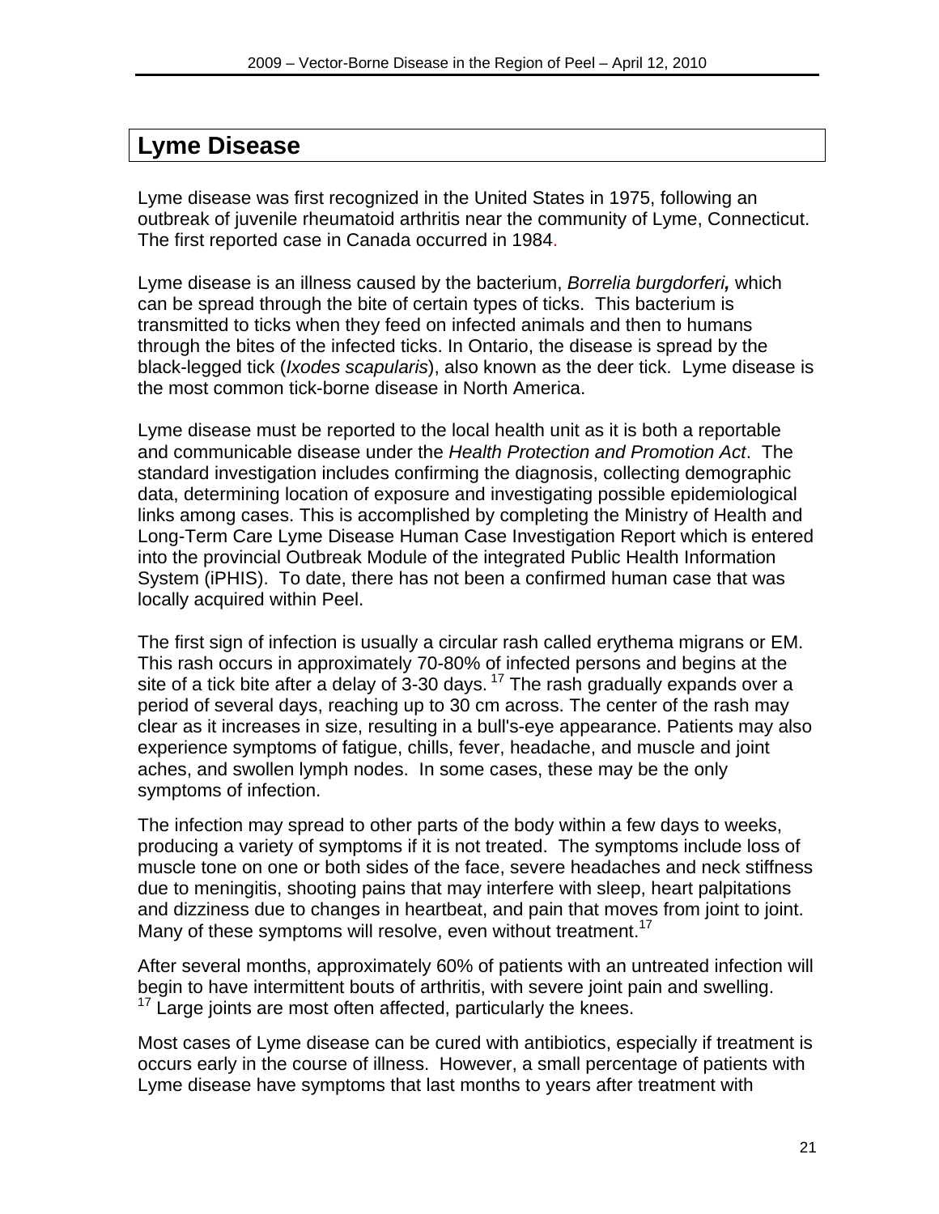# Lyme Disease

Lyme disease was first recognized in the United States in 1975, following an outbreak of juvenile rheumatoid arthritis near the community of Lyme, Connecticut. The first reported case in Canada occurred in 1984.

Lyme disease is an illness caused by the bacterium, *Borrelia burgdorferi,* which can be spread through the bite of certain types of ticks. This bacterium is transmitted to ticks when they feed on infected animals and then to humans through the bites of the infected ticks. In Ontario, the disease is spread by the black-legged tick (*Ixodes scapularis*), also known as the deer tick. Lyme disease is the most common tick-borne disease in North America.

Lyme disease must be reported to the local health unit as it is both a reportable and communicable disease under the *Health Protection and Promotion Act*. The standard investigation includes confirming the diagnosis, collecting demographic data, determining location of exposure and investigating possible epidemiological links among cases. This is accomplished by completing the Ministry of Health and Long-Term Care Lyme Disease Human Case Investigation Report which is entered into the provincial Outbreak Module of the integrated Public Health Information System (iPHIS). To date, there has not been a confirmed human case that was locally acquired within Peel.

The first sign of infection is usually a circular rash called erythema migrans or EM. This rash occurs in approximately 70-80% of infected persons and begins at the site of a tick bite after a delay of 3-30 days. [17] The rash gradually expands over a period of several days, reaching up to 30 cm across. The center of the rash may clear as it increases in size, resulting in a bull's-eye appearance. Patients may also experience symptoms of fatigue, chills, fever, headache, and muscle and joint aches, and swollen lymph nodes. In some cases, these may be the only symptoms of infection.

The infection may spread to other parts of the body within a few days to weeks, producing a variety of symptoms if it is not treated. The symptoms include loss of muscle tone on one or both sides of the face, severe headaches and neck stiffness due to meningitis, shooting pains that may interfere with sleep, heart palpitations and dizziness due to changes in heartbeat, and pain that moves from joint to joint. Many of these symptoms will resolve, even without treatment.[17]

After several months, approximately 60% of patients with an untreated infection will begin to have intermittent bouts of arthritis, with severe joint pain and swelling. [17] Large joints are most often affected, particularly the knees.

Most cases of Lyme disease can be cured with antibiotics, especially if treatment is occurs early in the course of illness. However, a small percentage of patients with Lyme disease have symptoms that last months to years after treatment with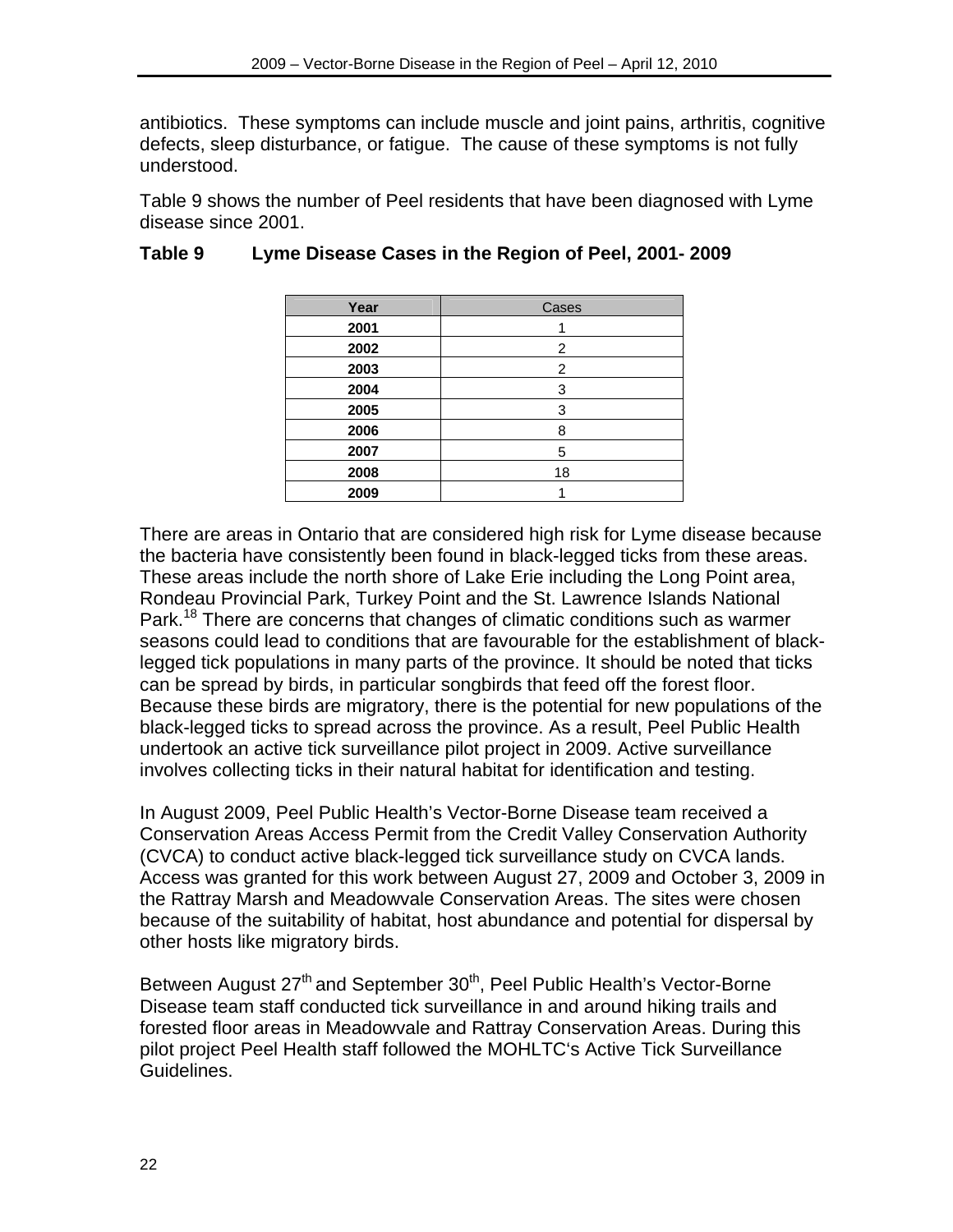antibiotics. These symptoms can include muscle and joint pains, arthritis, cognitive defects, sleep disturbance, or fatigue. The cause of these symptoms is not fully understood.

Table 9 shows the number of Peel residents that have been diagnosed with Lyme disease since 2001.

**Table 9 Lyme Disease Cases in the Region of Peel, 2001- 2009**

| Year | Cases |
|---|---|
| **2001** | 1 |
| **2002** | 2 |
| **2003** | 2 |
| **2004** | 3 |
| **2005** | 3 |
| **2006** | 8 |
| **2007** | 5 |
| **2008** | 18 |
| **2009** | 1 |

There are areas in Ontario that are considered high risk for Lyme disease because the bacteria have consistently been found in black-legged ticks from these areas. These areas include the north shore of Lake Erie including the Long Point area, Rondeau Provincial Park, Turkey Point and the St. Lawrence Islands National Park.[18] There are concerns that changes of climatic conditions such as warmer seasons could lead to conditions that are favourable for the establishment of black-legged tick populations in many parts of the province. It should be noted that ticks can be spread by birds, in particular songbirds that feed off the forest floor. Because these birds are migratory, there is the potential for new populations of the black-legged ticks to spread across the province. As a result, Peel Public Health undertook an active tick surveillance pilot project in 2009. Active surveillance involves collecting ticks in their natural habitat for identification and testing.

In August 2009, Peel Public Health's Vector-Borne Disease team received a Conservation Areas Access Permit from the Credit Valley Conservation Authority (CVCA) to conduct active black-legged tick surveillance study on CVCA lands. Access was granted for this work between August 27, 2009 and October 3, 2009 in the Rattray Marsh and Meadowvale Conservation Areas. The sites were chosen because of the suitability of habitat, host abundance and potential for dispersal by other hosts like migratory birds.

Between August 27th and September 30th, Peel Public Health's Vector-Borne Disease team staff conducted tick surveillance in and around hiking trails and forested floor areas in Meadowvale and Rattray Conservation Areas. During this pilot project Peel Health staff followed the MOHLTC's Active Tick Surveillance Guidelines.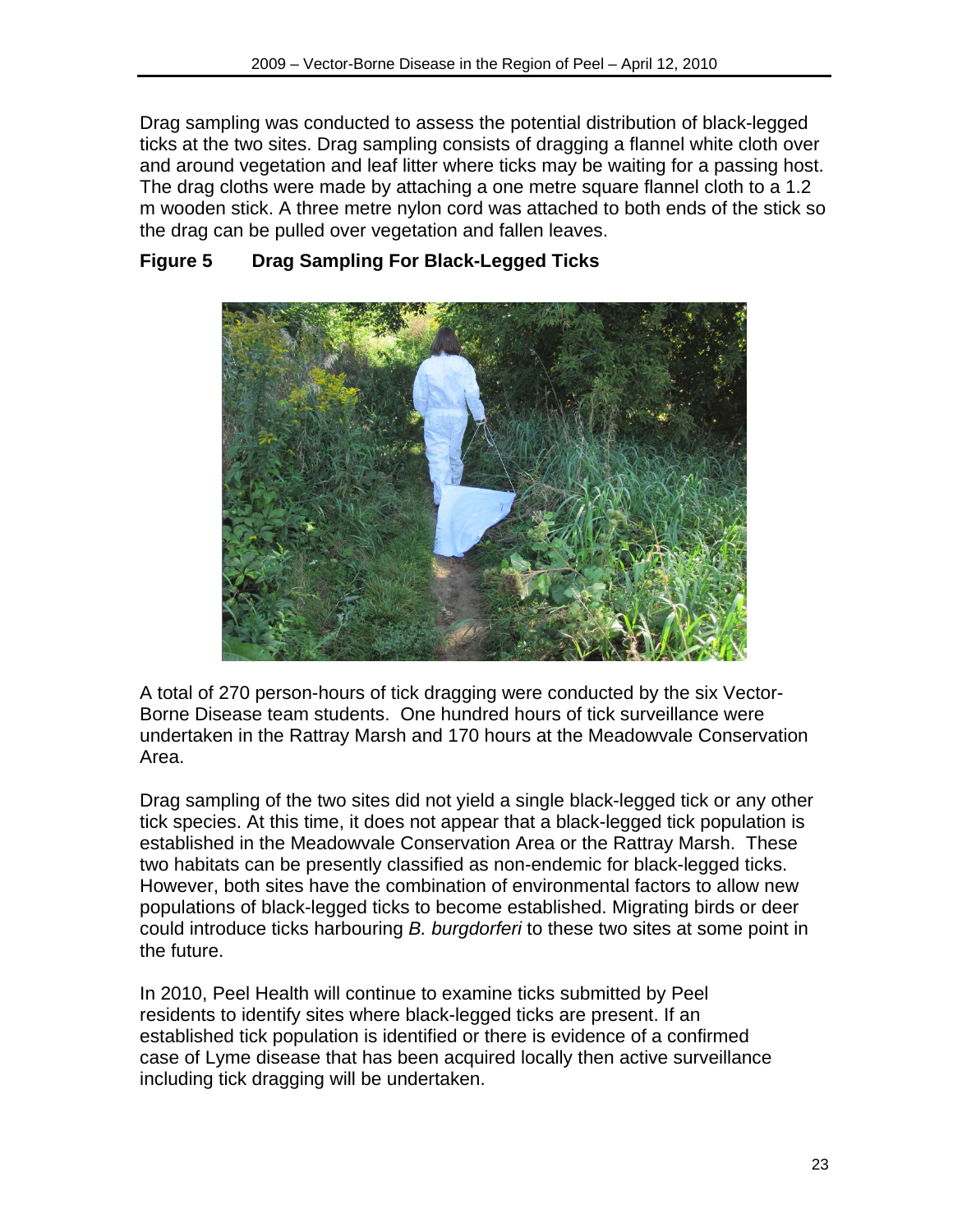Drag sampling was conducted to assess the potential distribution of black-legged ticks at the two sites. Drag sampling consists of dragging a flannel white cloth over and around vegetation and leaf litter where ticks may be waiting for a passing host. The drag cloths were made by attaching a one metre square flannel cloth to a 1.2 m wooden stick. A three metre nylon cord was attached to both ends of the stick so the drag can be pulled over vegetation and fallen leaves.

**Figure 5 Drag Sampling For Black-Legged Ticks**

A total of 270 person-hours of tick dragging were conducted by the six Vector-Borne Disease team students. One hundred hours of tick surveillance were undertaken in the Rattray Marsh and 170 hours at the Meadowvale Conservation Area.

Drag sampling of the two sites did not yield a single black-legged tick or any other tick species. At this time, it does not appear that a black-legged tick population is established in the Meadowvale Conservation Area or the Rattray Marsh. These two habitats can be presently classified as non-endemic for black-legged ticks. However, both sites have the combination of environmental factors to allow new populations of black-legged ticks to become established. Migrating birds or deer could introduce ticks harbouring *B. burgdorferi* to these two sites at some point in the future.

In 2010, Peel Health will continue to examine ticks submitted by Peel residents to identify sites where black-legged ticks are present. If an established tick population is identified or there is evidence of a confirmed case of Lyme disease that has been acquired locally then active surveillance including tick dragging will be undertaken.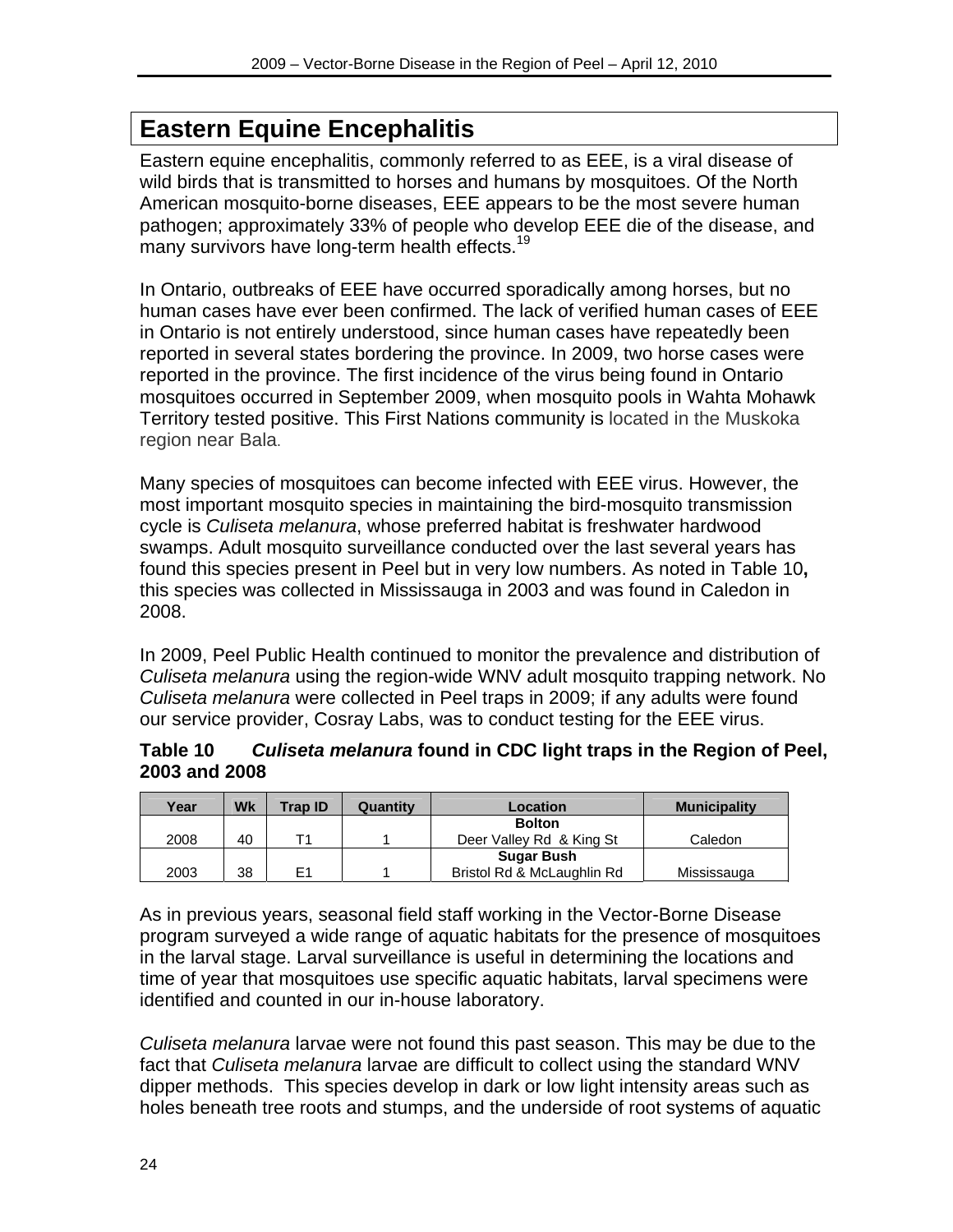# Eastern Equine Encephalitis

Eastern equine encephalitis, commonly referred to as EEE, is a viral disease of wild birds that is transmitted to horses and humans by mosquitoes. Of the North American mosquito-borne diseases, EEE appears to be the most severe human pathogen; approximately 33% of people who develop EEE die of the disease, and many survivors have long-term health effects.[19]

In Ontario, outbreaks of EEE have occurred sporadically among horses, but no human cases have ever been confirmed. The lack of verified human cases of EEE in Ontario is not entirely understood, since human cases have repeatedly been reported in several states bordering the province. In 2009, two horse cases were reported in the province. The first incidence of the virus being found in Ontario mosquitoes occurred in September 2009, when mosquito pools in Wahta Mohawk Territory tested positive. This First Nations community is located in the Muskoka region near Bala.

Many species of mosquitoes can become infected with EEE virus. However, the most important mosquito species in maintaining the bird-mosquito transmission cycle is *Culiseta melanura*, whose preferred habitat is freshwater hardwood swamps. Adult mosquito surveillance conducted over the last several years has found this species present in Peel but in very low numbers. As noted in Table 10**,** this species was collected in Mississauga in 2003 and was found in Caledon in 2008.

In 2009, Peel Public Health continued to monitor the prevalence and distribution of *Culiseta melanura* using the region-wide WNV adult mosquito trapping network. No *Culiseta melanura* were collected in Peel traps in 2009; if any adults were found our service provider, Cosray Labs, was to conduct testing for the EEE virus.

**Table 10 *Culiseta melanura* found in CDC light traps in the Region of Peel, 2003 and 2008**

| Year | Wk | Trap ID | Quantity | Location | Municipality |
|---|---|---|---|---|---|
| 2008 | 40 | T1 | 1 | **Bolton** Deer Valley Rd & King St | Caledon |
| 2003 | 38 | E1 | 1 | **Sugar Bush** Bristol Rd & McLaughlin Rd | Mississauga |

As in previous years, seasonal field staff working in the Vector-Borne Disease program surveyed a wide range of aquatic habitats for the presence of mosquitoes in the larval stage. Larval surveillance is useful in determining the locations and time of year that mosquitoes use specific aquatic habitats, larval specimens were identified and counted in our in-house laboratory.

*Culiseta melanura* larvae were not found this past season. This may be due to the fact that *Culiseta melanura* larvae are difficult to collect using the standard WNV dipper methods. This species develop in dark or low light intensity areas such as holes beneath tree roots and stumps, and the underside of root systems of aquatic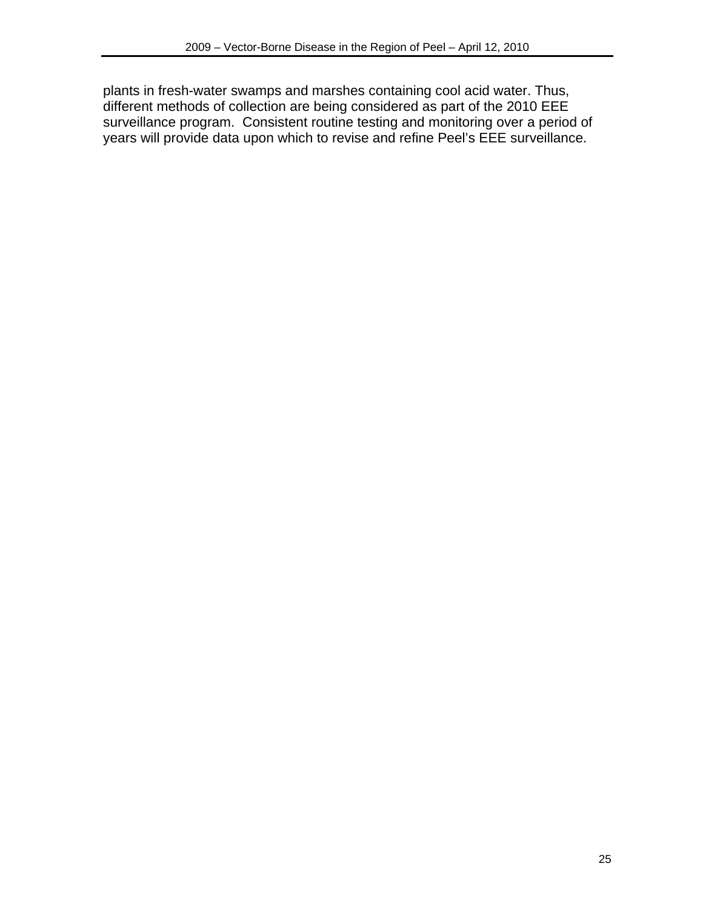plants in fresh-water swamps and marshes containing cool acid water. Thus, different methods of collection are being considered as part of the 2010 EEE surveillance program. Consistent routine testing and monitoring over a period of years will provide data upon which to revise and refine Peel's EEE surveillance.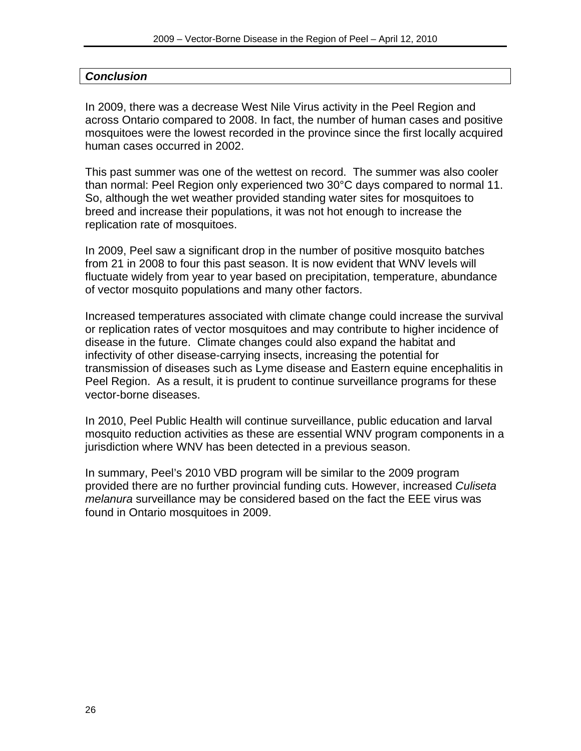### ***Conclusion***

In 2009, there was a decrease West Nile Virus activity in the Peel Region and across Ontario compared to 2008. In fact, the number of human cases and positive mosquitoes were the lowest recorded in the province since the first locally acquired human cases occurred in 2002.

This past summer was one of the wettest on record. The summer was also cooler than normal: Peel Region only experienced two 30°C days compared to normal 11. So, although the wet weather provided standing water sites for mosquitoes to breed and increase their populations, it was not hot enough to increase the replication rate of mosquitoes.

In 2009, Peel saw a significant drop in the number of positive mosquito batches from 21 in 2008 to four this past season. It is now evident that WNV levels will fluctuate widely from year to year based on precipitation, temperature, abundance of vector mosquito populations and many other factors.

Increased temperatures associated with climate change could increase the survival or replication rates of vector mosquitoes and may contribute to higher incidence of disease in the future. Climate changes could also expand the habitat and infectivity of other disease-carrying insects, increasing the potential for transmission of diseases such as Lyme disease and Eastern equine encephalitis in Peel Region. As a result, it is prudent to continue surveillance programs for these vector-borne diseases.

In 2010, Peel Public Health will continue surveillance, public education and larval mosquito reduction activities as these are essential WNV program components in a jurisdiction where WNV has been detected in a previous season.

In summary, Peel's 2010 VBD program will be similar to the 2009 program provided there are no further provincial funding cuts. However, increased *Culiseta melanura* surveillance may be considered based on the fact the EEE virus was found in Ontario mosquitoes in 2009.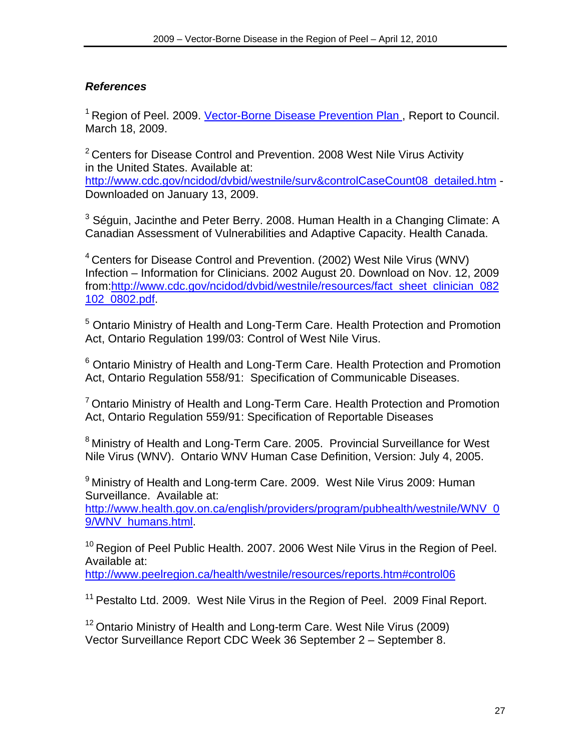## *References*

[1] Region of Peel. 2009. [Vector-Borne Disease Prevention Plan ](), Report to Council. March 18, 2009.

[2] Centers for Disease Control and Prevention. 2008 West Nile Virus Activity in the United States. Available at: http://www.cdc.gov/ncidod/dvbid/westnile/surv&controlCaseCount08_detailed.htm - Downloaded on January 13, 2009.

[3] Séguin, Jacinthe and Peter Berry. 2008. Human Health in a Changing Climate: A Canadian Assessment of Vulnerabilities and Adaptive Capacity. Health Canada.

[4] Centers for Disease Control and Prevention. (2002) West Nile Virus (WNV) Infection – Information for Clinicians. 2002 August 20. Download on Nov. 12, 2009 from:http://www.cdc.gov/ncidod/dvbid/westnile/resources/fact_sheet_clinician_082102_0802.pdf.

[5] Ontario Ministry of Health and Long-Term Care. Health Protection and Promotion Act, Ontario Regulation 199/03: Control of West Nile Virus.

[6] Ontario Ministry of Health and Long-Term Care. Health Protection and Promotion Act, Ontario Regulation 558/91: Specification of Communicable Diseases.

[7] Ontario Ministry of Health and Long-Term Care. Health Protection and Promotion Act, Ontario Regulation 559/91: Specification of Reportable Diseases

[8] Ministry of Health and Long-Term Care. 2005. Provincial Surveillance for West Nile Virus (WNV). Ontario WNV Human Case Definition, Version: July 4, 2005.

[9] Ministry of Health and Long-term Care. 2009. West Nile Virus 2009: Human Surveillance. Available at: http://www.health.gov.on.ca/english/providers/program/pubhealth/westnile/WNV_09/WNV_humans.html.

[10] Region of Peel Public Health. 2007. 2006 West Nile Virus in the Region of Peel. Available at: http://www.peelregion.ca/health/westnile/resources/reports.htm#control06

[11] Pestalto Ltd. 2009. West Nile Virus in the Region of Peel. 2009 Final Report.

[12] Ontario Ministry of Health and Long-term Care. West Nile Virus (2009) Vector Surveillance Report CDC Week 36 September 2 – September 8.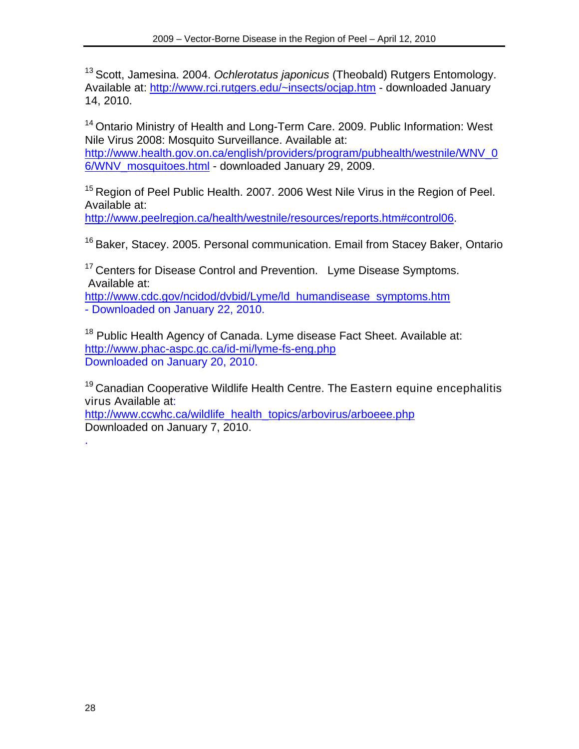[13] Scott, Jamesina. 2004. *Ochlerotatus japonicus* (Theobald) Rutgers Entomology. Available at: http://www.rci.rutgers.edu/~insects/ocjap.htm - downloaded January 14, 2010.

[14] Ontario Ministry of Health and Long-Term Care. 2009. Public Information: West Nile Virus 2008: Mosquito Surveillance. Available at: http://www.health.gov.on.ca/english/providers/program/pubhealth/westnile/WNV_06/WNV_mosquitoes.html - downloaded January 29, 2009.

[15] Region of Peel Public Health. 2007. 2006 West Nile Virus in the Region of Peel. Available at: http://www.peelregion.ca/health/westnile/resources/reports.htm#control06.

[16] Baker, Stacey. 2005. Personal communication. Email from Stacey Baker, Ontario

[17] Centers for Disease Control and Prevention. Lyme Disease Symptoms. Available at: http://www.cdc.gov/ncidod/dvbid/Lyme/ld_humandisease_symptoms.htm - Downloaded on January 22, 2010.

[18] Public Health Agency of Canada. Lyme disease Fact Sheet. Available at: http://www.phac-aspc.gc.ca/id-mi/lyme-fs-eng.php Downloaded on January 20, 2010.

[19] Canadian Cooperative Wildlife Health Centre. The Eastern equine encephalitis virus Available at: http://www.ccwhc.ca/wildlife_health_topics/arbovirus/arboeee.php Downloaded on January 7, 2010.

.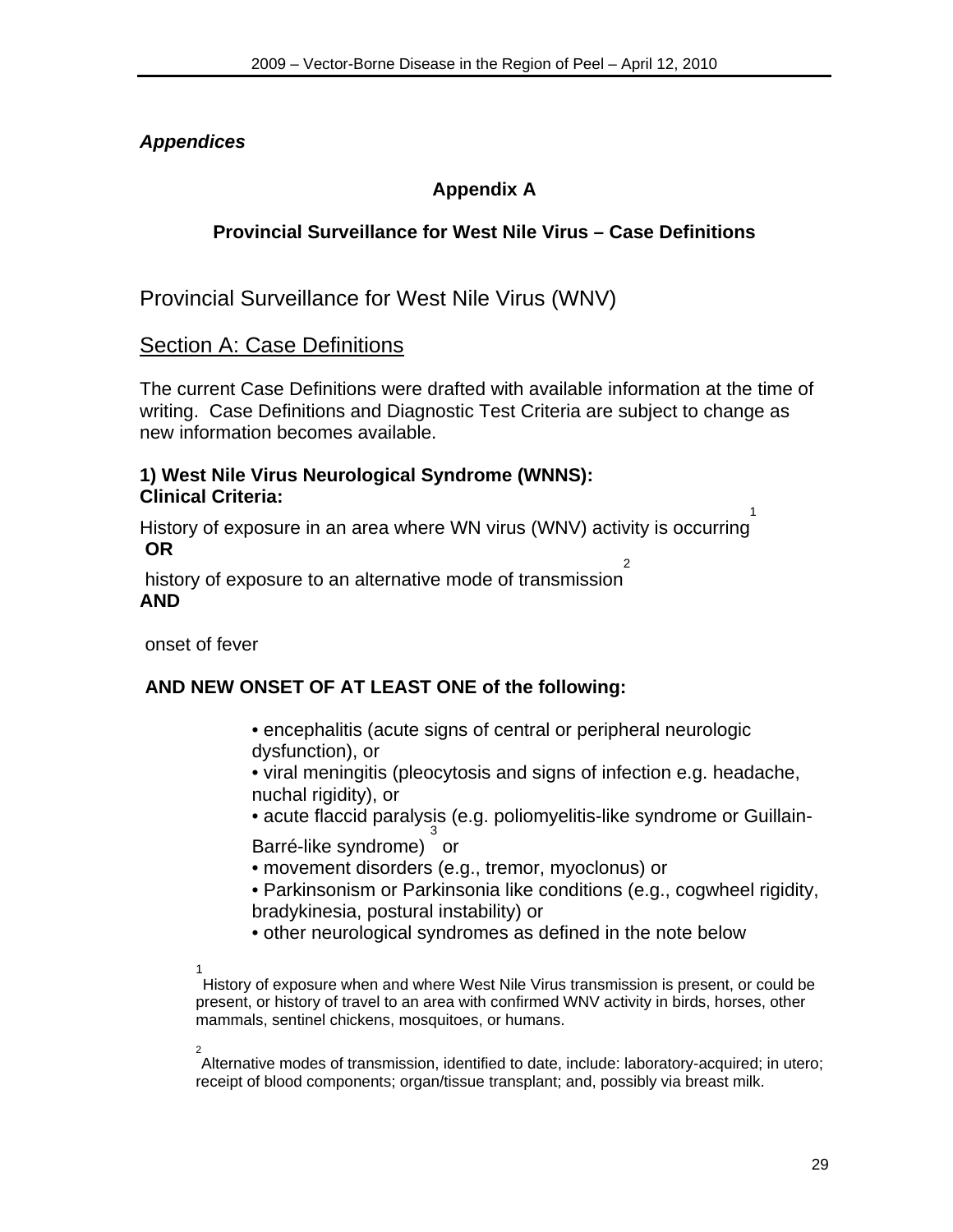*Appendices*

## Appendix A

### Provincial Surveillance for West Nile Virus – Case Definitions

# Provincial Surveillance for West Nile Virus (WNV)

## Section A: Case Definitions

The current Case Definitions were drafted with available information at the time of writing. Case Definitions and Diagnostic Test Criteria are subject to change as new information becomes available.

**1) West Nile Virus Neurological Syndrome (WNNS):**
**Clinical Criteria:**

History of exposure in an area where WN virus (WNV) activity is occurring[1]
**OR**

history of exposure to an alternative mode of transmission[2]
**AND**

onset of fever

**AND NEW ONSET OF AT LEAST ONE of the following:**

- encephalitis (acute signs of central or peripheral neurologic dysfunction), or
- viral meningitis (pleocytosis and signs of infection e.g. headache, nuchal rigidity), or
- acute flaccid paralysis (e.g. poliomyelitis-like syndrome or Guillain-Barré-like syndrome)[3] or
- movement disorders (e.g., tremor, myoclonus) or
- Parkinsonism or Parkinsonia like conditions (e.g., cogwheel rigidity, bradykinesia, postural instability) or
- other neurological syndromes as defined in the note below

[1] History of exposure when and where West Nile Virus transmission is present, or could be present, or history of travel to an area with confirmed WNV activity in birds, horses, other mammals, sentinel chickens, mosquitoes, or humans.

[2] Alternative modes of transmission, identified to date, include: laboratory-acquired; in utero; receipt of blood components; organ/tissue transplant; and, possibly via breast milk.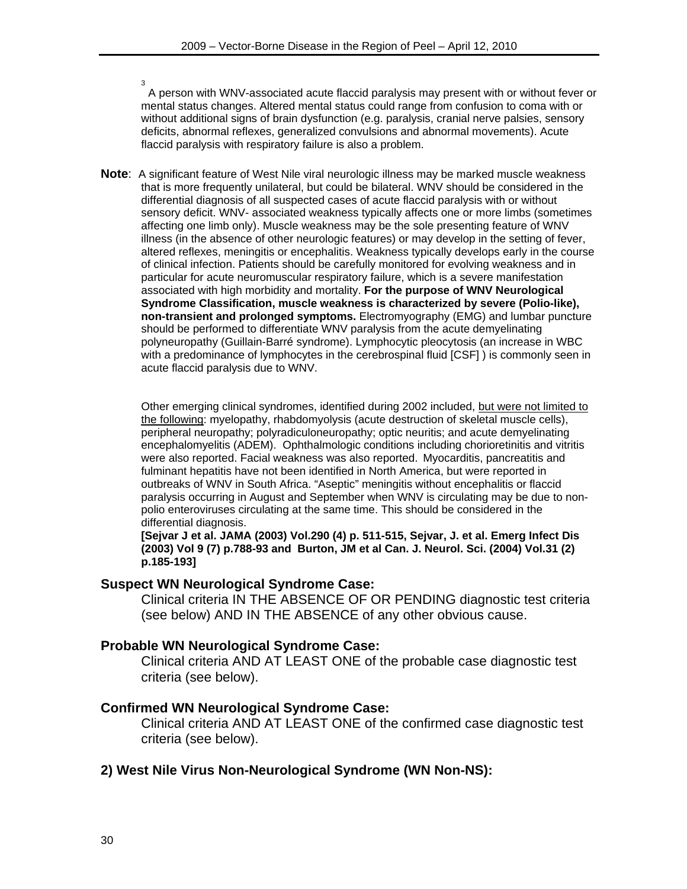[3] A person with WNV-associated acute flaccid paralysis may present with or without fever or mental status changes. Altered mental status could range from confusion to coma with or without additional signs of brain dysfunction (e.g. paralysis, cranial nerve palsies, sensory deficits, abnormal reflexes, generalized convulsions and abnormal movements). Acute flaccid paralysis with respiratory failure is also a problem.

**Note**: A significant feature of West Nile viral neurologic illness may be marked muscle weakness that is more frequently unilateral, but could be bilateral. WNV should be considered in the differential diagnosis of all suspected cases of acute flaccid paralysis with or without sensory deficit. WNV- associated weakness typically affects one or more limbs (sometimes affecting one limb only). Muscle weakness may be the sole presenting feature of WNV illness (in the absence of other neurologic features) or may develop in the setting of fever, altered reflexes, meningitis or encephalitis. Weakness typically develops early in the course of clinical infection. Patients should be carefully monitored for evolving weakness and in particular for acute neuromuscular respiratory failure, which is a severe manifestation associated with high morbidity and mortality. **For the purpose of WNV Neurological Syndrome Classification, muscle weakness is characterized by severe (Polio-like), non-transient and prolonged symptoms.** Electromyography (EMG) and lumbar puncture should be performed to differentiate WNV paralysis from the acute demyelinating polyneuropathy (Guillain-Barré syndrome). Lymphocytic pleocytosis (an increase in WBC with a predominance of lymphocytes in the cerebrospinal fluid [CSF] ) is commonly seen in acute flaccid paralysis due to WNV.

Other emerging clinical syndromes, identified during 2002 included, but were not limited to the following: myelopathy, rhabdomyolysis (acute destruction of skeletal muscle cells), peripheral neuropathy; polyradiculoneuropathy; optic neuritis; and acute demyelinating encephalomyelitis (ADEM). Ophthalmologic conditions including chorioretinitis and vitritis were also reported. Facial weakness was also reported. Myocarditis, pancreatitis and fulminant hepatitis have not been identified in North America, but were reported in outbreaks of WNV in South Africa. "Aseptic" meningitis without encephalitis or flaccid paralysis occurring in August and September when WNV is circulating may be due to non-polio enteroviruses circulating at the same time. This should be considered in the differential diagnosis.
**[Sejvar J et al. JAMA (2003) Vol.290 (4) p. 511-515, Sejvar, J. et al. Emerg Infect Dis (2003) Vol 9 (7) p.788-93 and Burton, JM et al Can. J. Neurol. Sci. (2004) Vol.31 (2) p.185-193]**

### Suspect WN Neurological Syndrome Case:

Clinical criteria IN THE ABSENCE OF OR PENDING diagnostic test criteria (see below) AND IN THE ABSENCE of any other obvious cause.

### Probable WN Neurological Syndrome Case:

Clinical criteria AND AT LEAST ONE of the probable case diagnostic test criteria (see below).

### Confirmed WN Neurological Syndrome Case:

Clinical criteria AND AT LEAST ONE of the confirmed case diagnostic test criteria (see below).

## 2) West Nile Virus Non-Neurological Syndrome (WN Non-NS):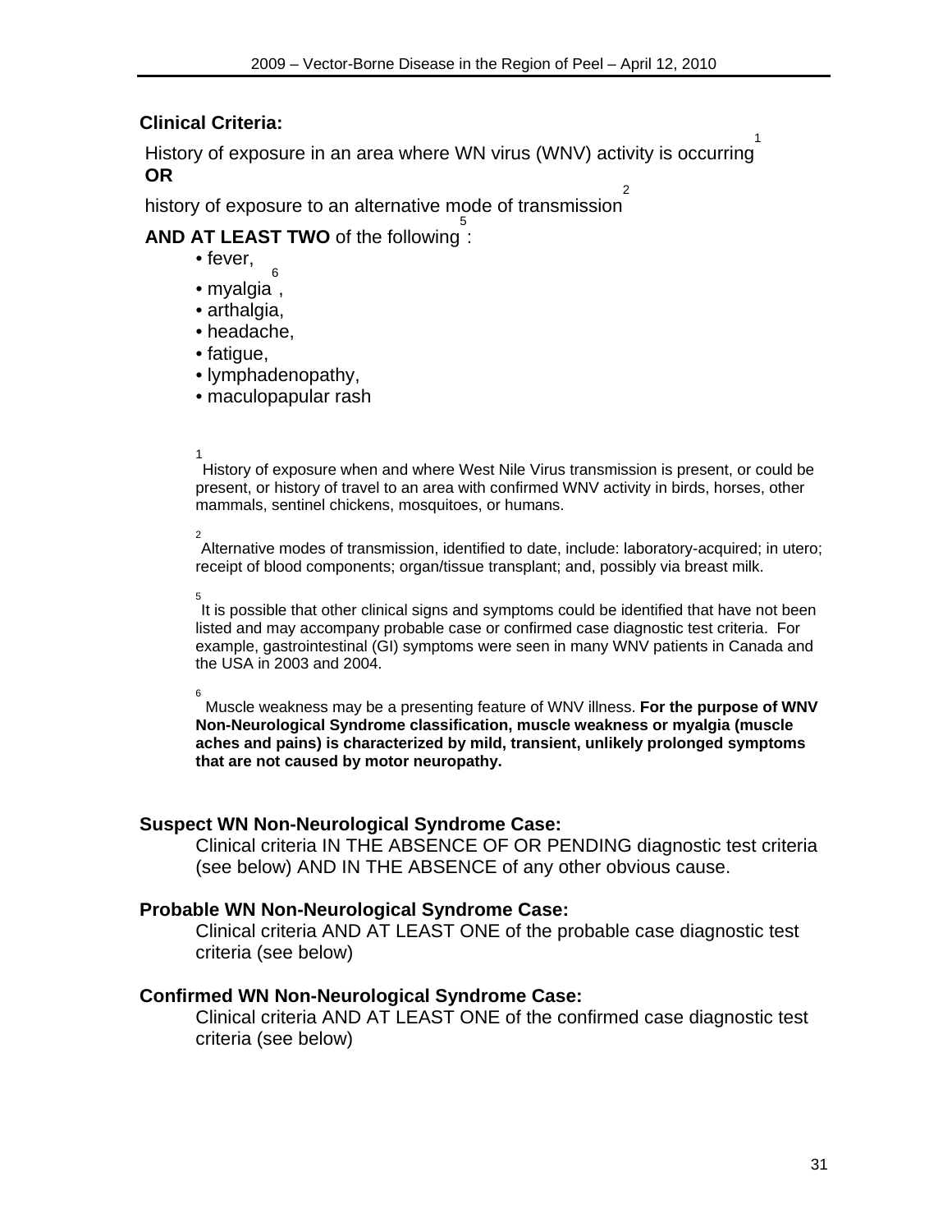**Clinical Criteria:**

History of exposure in an area where WN virus (WNV) activity is occurring[1]
**OR**
history of exposure to an alternative mode of transmission[2]
**AND AT LEAST TWO** of the following[5]:

- fever,
- myalgia[6],
- arthalgia,
- headache,
- fatigue,
- lymphadenopathy,
- maculopapular rash

[1] History of exposure when and where West Nile Virus transmission is present, or could be present, or history of travel to an area with confirmed WNV activity in birds, horses, other mammals, sentinel chickens, mosquitoes, or humans.

[2] Alternative modes of transmission, identified to date, include: laboratory-acquired; in utero; receipt of blood components; organ/tissue transplant; and, possibly via breast milk.

[5] It is possible that other clinical signs and symptoms could be identified that have not been listed and may accompany probable case or confirmed case diagnostic test criteria. For example, gastrointestinal (GI) symptoms were seen in many WNV patients in Canada and the USA in 2003 and 2004.

[6] Muscle weakness may be a presenting feature of WNV illness. **For the purpose of WNV Non-Neurological Syndrome classification, muscle weakness or myalgia (muscle aches and pains) is characterized by mild, transient, unlikely prolonged symptoms that are not caused by motor neuropathy.**

**Suspect WN Non-Neurological Syndrome Case:**

Clinical criteria IN THE ABSENCE OF OR PENDING diagnostic test criteria (see below) AND IN THE ABSENCE of any other obvious cause.

**Probable WN Non-Neurological Syndrome Case:**

Clinical criteria AND AT LEAST ONE of the probable case diagnostic test criteria (see below)

**Confirmed WN Non-Neurological Syndrome Case:**

Clinical criteria AND AT LEAST ONE of the confirmed case diagnostic test criteria (see below)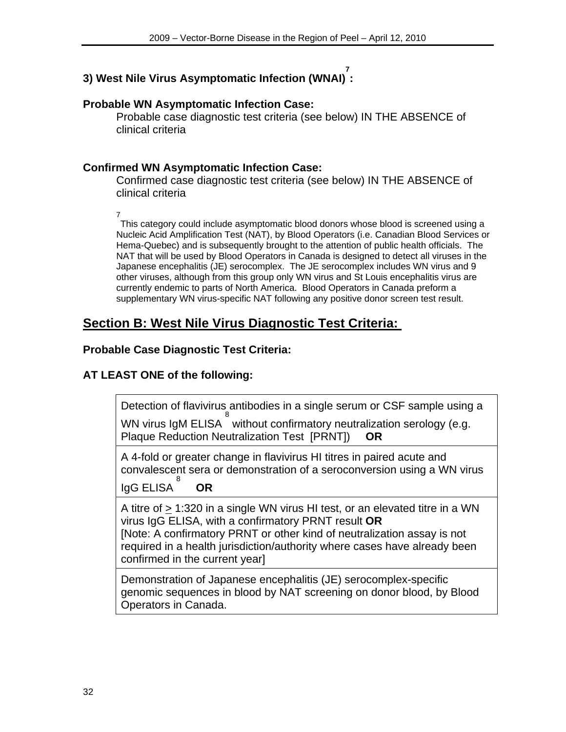### 3) West Nile Virus Asymptomatic Infection (WNAI)[7]:

**Probable WN Asymptomatic Infection Case:**

Probable case diagnostic test criteria (see below) IN THE ABSENCE of clinical criteria

**Confirmed WN Asymptomatic Infection Case:**

Confirmed case diagnostic test criteria (see below) IN THE ABSENCE of clinical criteria

[7] This category could include asymptomatic blood donors whose blood is screened using a Nucleic Acid Amplification Test (NAT), by Blood Operators (i.e. Canadian Blood Services or Hema-Quebec) and is subsequently brought to the attention of public health officials. The NAT that will be used by Blood Operators in Canada is designed to detect all viruses in the Japanese encephalitis (JE) serocomplex. The JE serocomplex includes WN virus and 9 other viruses, although from this group only WN virus and St Louis encephalitis virus are currently endemic to parts of North America. Blood Operators in Canada preform a supplementary WN virus-specific NAT following any positive donor screen test result.

## Section B: West Nile Virus Diagnostic Test Criteria:

**Probable Case Diagnostic Test Criteria:**

**AT LEAST ONE of the following:**

| |
|---|
| Detection of flavivirus antibodies in a single serum or CSF sample using a WN virus IgM ELISA[8] without confirmatory neutralization serology (e.g. Plaque Reduction Neutralization Test [PRNT]) **OR** |
| A 4-fold or greater change in flavivirus HI titres in paired acute and convalescent sera or demonstration of a seroconversion using a WN virus IgG ELISA[8] **OR** |
| A titre of $\geq$ 1:320 in a single WN virus HI test, or an elevated titre in a WN virus IgG ELISA, with a confirmatory PRNT result **OR** [Note: A confirmatory PRNT or other kind of neutralization assay is not required in a health jurisdiction/authority where cases have already been confirmed in the current year] |
| Demonstration of Japanese encephalitis (JE) serocomplex-specific genomic sequences in blood by NAT screening on donor blood, by Blood Operators in Canada. |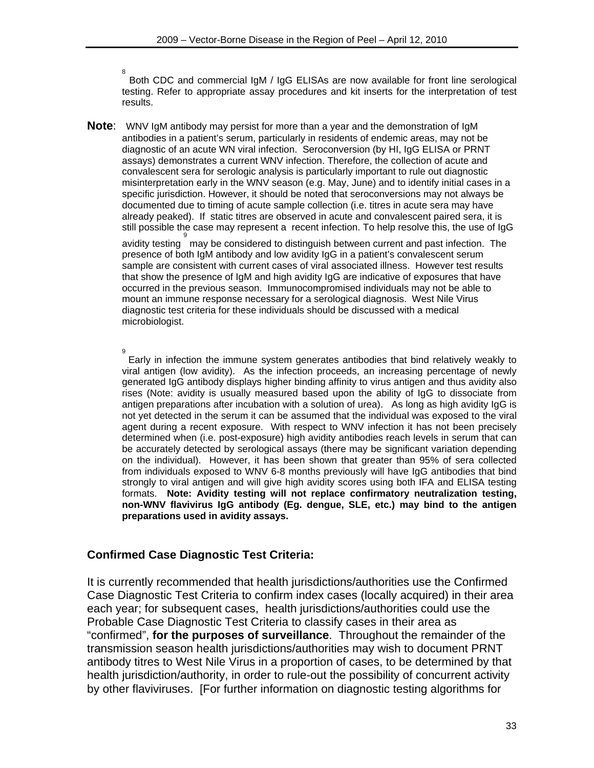[8] Both CDC and commercial IgM / IgG ELISAs are now available for front line serological testing. Refer to appropriate assay procedures and kit inserts for the interpretation of test results.

**Note**: WNV IgM antibody may persist for more than a year and the demonstration of IgM antibodies in a patient's serum, particularly in residents of endemic areas, may not be diagnostic of an acute WN viral infection. Seroconversion (by HI, IgG ELISA or PRNT assays) demonstrates a current WNV infection. Therefore, the collection of acute and convalescent sera for serologic analysis is particularly important to rule out diagnostic misinterpretation early in the WNV season (e.g. May, June) and to identify initial cases in a specific jurisdiction. However, it should be noted that seroconversions may not always be documented due to timing of acute sample collection (i.e. titres in acute sera may have already peaked). If static titres are observed in acute and convalescent paired sera, it is still possible the case may represent a recent infection. To help resolve this, the use of IgG avidity testing [9] may be considered to distinguish between current and past infection. The presence of both IgM antibody and low avidity IgG in a patient's convalescent serum sample are consistent with current cases of viral associated illness. However test results that show the presence of IgM and high avidity IgG are indicative of exposures that have occurred in the previous season. Immunocompromised individuals may not be able to mount an immune response necessary for a serological diagnosis. West Nile Virus diagnostic test criteria for these individuals should be discussed with a medical microbiologist.

[9] Early in infection the immune system generates antibodies that bind relatively weakly to viral antigen (low avidity). As the infection proceeds, an increasing percentage of newly generated IgG antibody displays higher binding affinity to virus antigen and thus avidity also rises (Note: avidity is usually measured based upon the ability of IgG to dissociate from antigen preparations after incubation with a solution of urea). As long as high avidity IgG is not yet detected in the serum it can be assumed that the individual was exposed to the viral agent during a recent exposure. With respect to WNV infection it has not been precisely determined when (i.e. post-exposure) high avidity antibodies reach levels in serum that can be accurately detected by serological assays (there may be significant variation depending on the individual). However, it has been shown that greater than 95% of sera collected from individuals exposed to WNV 6-8 months previously will have IgG antibodies that bind strongly to viral antigen and will give high avidity scores using both IFA and ELISA testing formats. **Note: Avidity testing will not replace confirmatory neutralization testing, non-WNV flavivirus IgG antibody (Eg. dengue, SLE, etc.) may bind to the antigen preparations used in avidity assays.**

### Confirmed Case Diagnostic Test Criteria:

It is currently recommended that health jurisdictions/authorities use the Confirmed Case Diagnostic Test Criteria to confirm index cases (locally acquired) in their area each year; for subsequent cases, health jurisdictions/authorities could use the Probable Case Diagnostic Test Criteria to classify cases in their area as "confirmed", **for the purposes of surveillance**. Throughout the remainder of the transmission season health jurisdictions/authorities may wish to document PRNT antibody titres to West Nile Virus in a proportion of cases, to be determined by that health jurisdiction/authority, in order to rule-out the possibility of concurrent activity by other flaviviruses. [For further information on diagnostic testing algorithms for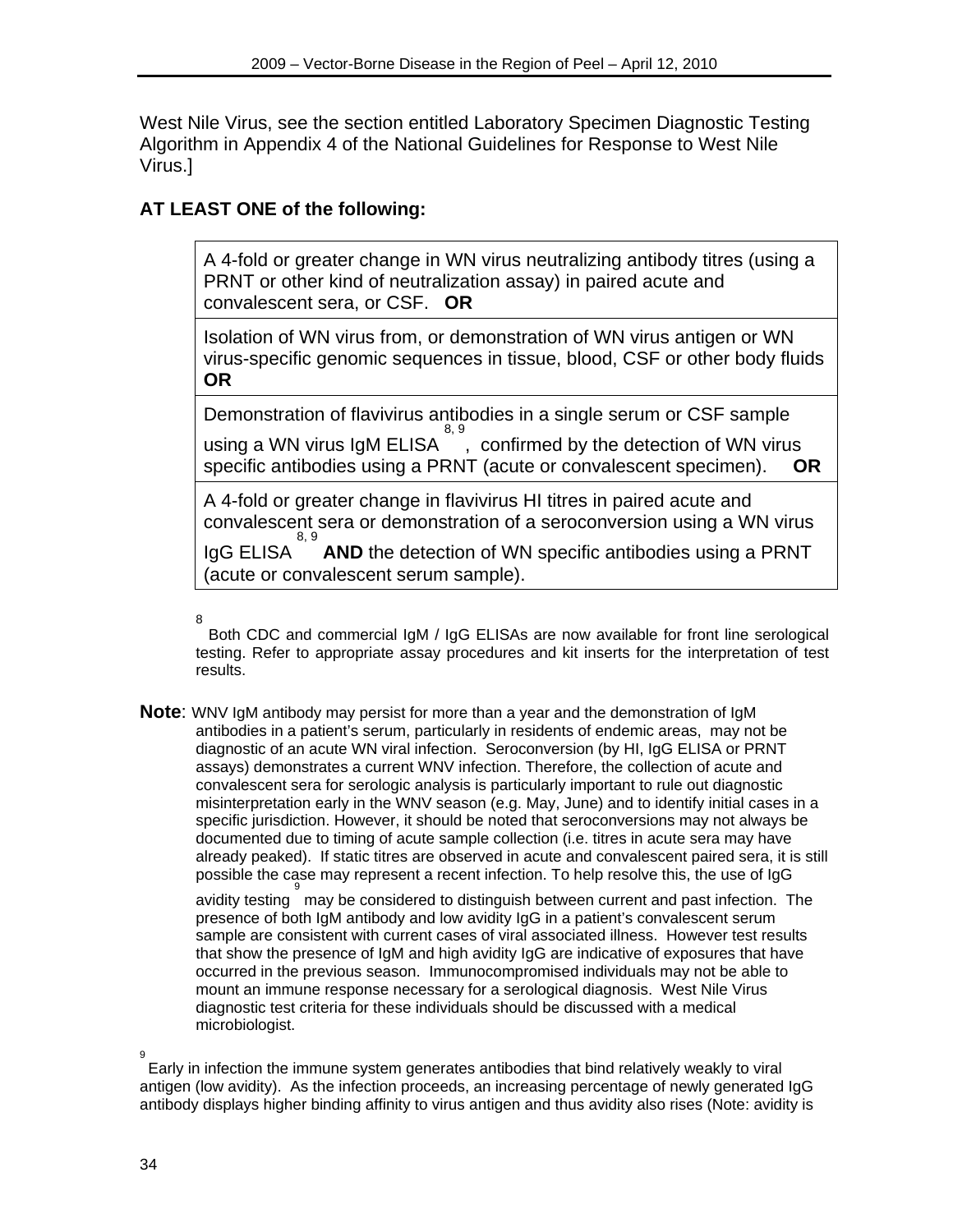West Nile Virus, see the section entitled Laboratory Specimen Diagnostic Testing Algorithm in Appendix 4 of the National Guidelines for Response to West Nile Virus.]

**AT LEAST ONE of the following:**

| |
|---|
| A 4-fold or greater change in WN virus neutralizing antibody titres (using a PRNT or other kind of neutralization assay) in paired acute and convalescent sera, or CSF. **OR** |
| Isolation of WN virus from, or demonstration of WN virus antigen or WN virus-specific genomic sequences in tissue, blood, CSF or other body fluids **OR** |
| Demonstration of flavivirus antibodies in a single serum or CSF sample using a WN virus IgM ELISA[8, 9], confirmed by the detection of WN virus specific antibodies using a PRNT (acute or convalescent specimen). **OR** |
| A 4-fold or greater change in flavivirus HI titres in paired acute and convalescent sera or demonstration of a seroconversion using a WN virus IgG ELISA[8, 9] **AND** the detection of WN specific antibodies using a PRNT (acute or convalescent serum sample). |

[8] Both CDC and commercial IgM / IgG ELISAs are now available for front line serological testing. Refer to appropriate assay procedures and kit inserts for the interpretation of test results.

**Note**: WNV IgM antibody may persist for more than a year and the demonstration of IgM antibodies in a patient's serum, particularly in residents of endemic areas, may not be diagnostic of an acute WN viral infection. Seroconversion (by HI, IgG ELISA or PRNT assays) demonstrates a current WNV infection. Therefore, the collection of acute and convalescent sera for serologic analysis is particularly important to rule out diagnostic misinterpretation early in the WNV season (e.g. May, June) and to identify initial cases in a specific jurisdiction. However, it should be noted that seroconversions may not always be documented due to timing of acute sample collection (i.e. titres in acute sera may have already peaked). If static titres are observed in acute and convalescent paired sera, it is still possible the case may represent a recent infection. To help resolve this, the use of IgG avidity testing[9] may be considered to distinguish between current and past infection. The presence of both IgM antibody and low avidity IgG in a patient's convalescent serum sample are consistent with current cases of viral associated illness. However test results that show the presence of IgM and high avidity IgG are indicative of exposures that have occurred in the previous season. Immunocompromised individuals may not be able to mount an immune response necessary for a serological diagnosis. West Nile Virus diagnostic test criteria for these individuals should be discussed with a medical microbiologist.

[9] Early in infection the immune system generates antibodies that bind relatively weakly to viral antigen (low avidity). As the infection proceeds, an increasing percentage of newly generated IgG antibody displays higher binding affinity to virus antigen and thus avidity also rises (Note: avidity is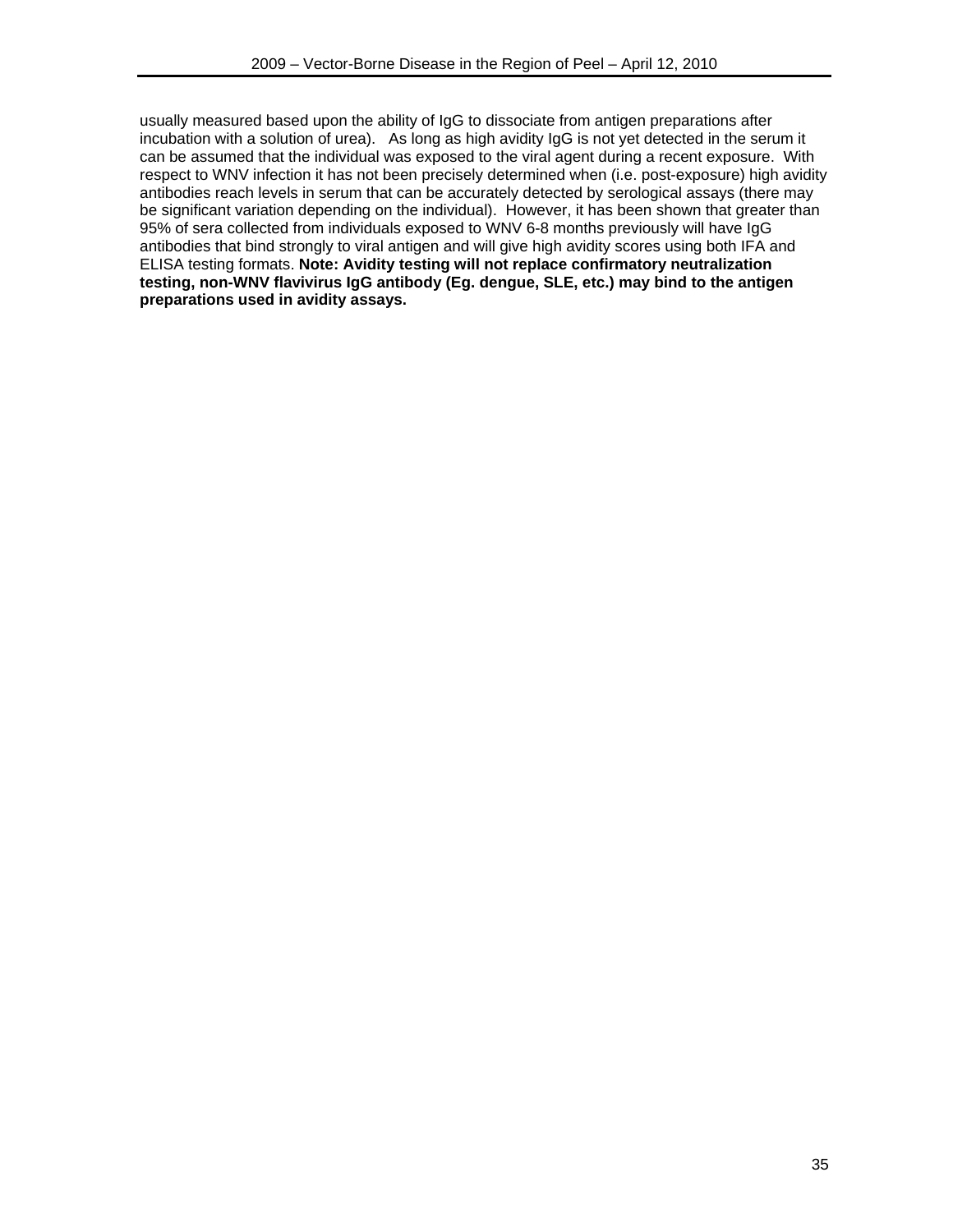usually measured based upon the ability of IgG to dissociate from antigen preparations after incubation with a solution of urea). As long as high avidity IgG is not yet detected in the serum it can be assumed that the individual was exposed to the viral agent during a recent exposure. With respect to WNV infection it has not been precisely determined when (i.e. post-exposure) high avidity antibodies reach levels in serum that can be accurately detected by serological assays (there may be significant variation depending on the individual). However, it has been shown that greater than 95% of sera collected from individuals exposed to WNV 6-8 months previously will have IgG antibodies that bind strongly to viral antigen and will give high avidity scores using both IFA and ELISA testing formats. **Note: Avidity testing will not replace confirmatory neutralization testing, non-WNV flavivirus IgG antibody (Eg. dengue, SLE, etc.) may bind to the antigen preparations used in avidity assays.**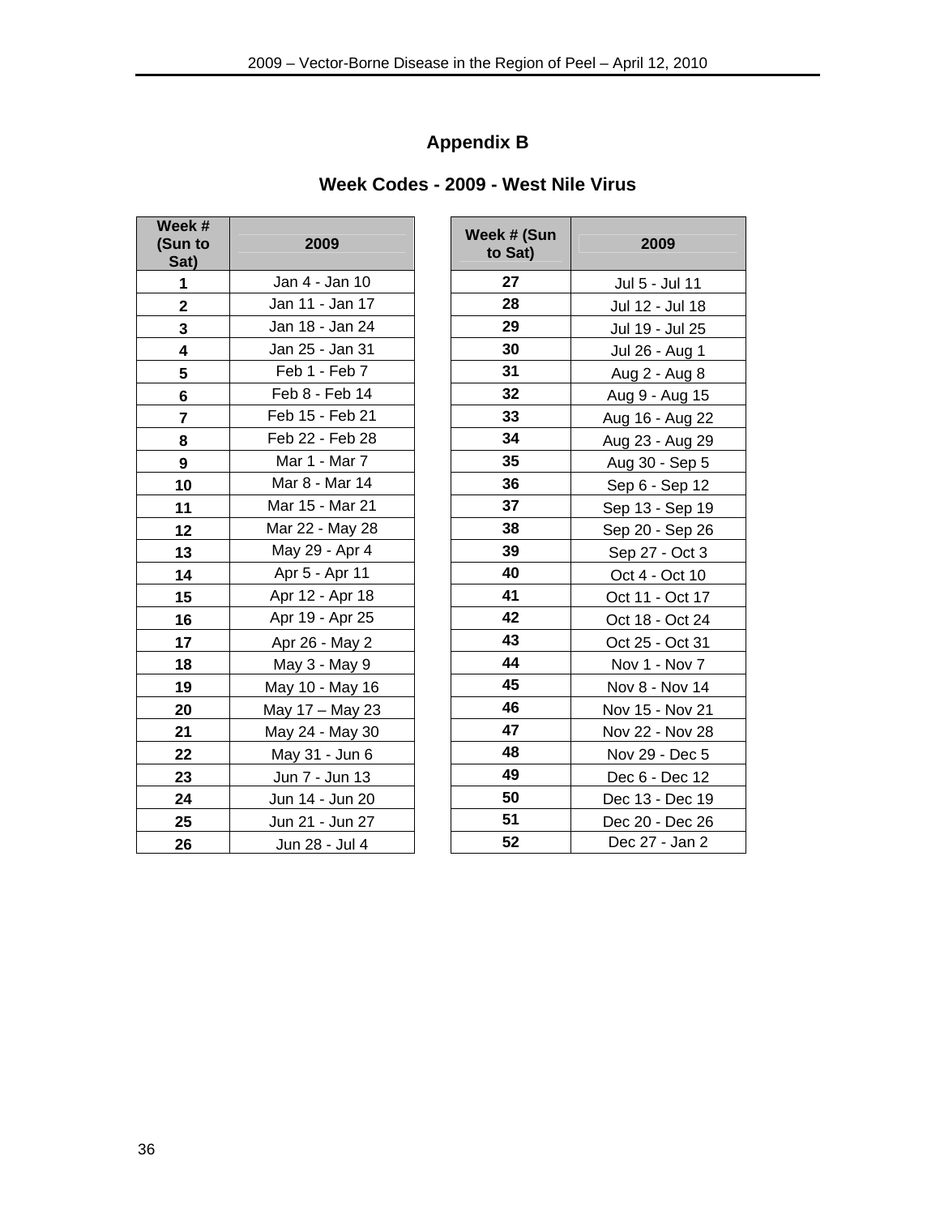## Appendix B

### Week Codes - 2009 - West Nile Virus

| Week # (Sun to Sat) | 2009 |
|---|---|
| 1 | Jan 4 - Jan 10 |
| 2 | Jan 11 - Jan 17 |
| 3 | Jan 18 - Jan 24 |
| 4 | Jan 25 - Jan 31 |
| 5 | Feb 1 - Feb 7 |
| 6 | Feb 8 - Feb 14 |
| 7 | Feb 15 - Feb 21 |
| 8 | Feb 22 - Feb 28 |
| 9 | Mar 1 - Mar 7 |
| 10 | Mar 8 - Mar 14 |
| 11 | Mar 15 - Mar 21 |
| 12 | Mar 22 - May 28 |
| 13 | May 29 - Apr 4 |
| 14 | Apr 5 - Apr 11 |
| 15 | Apr 12 - Apr 18 |
| 16 | Apr 19 - Apr 25 |
| 17 | Apr 26 - May 2 |
| 18 | May 3 - May 9 |
| 19 | May 10 - May 16 |
| 20 | May 17 – May 23 |
| 21 | May 24 - May 30 |
| 22 | May 31 - Jun 6 |
| 23 | Jun 7 - Jun 13 |
| 24 | Jun 14 - Jun 20 |
| 25 | Jun 21 - Jun 27 |
| 26 | Jun 28 - Jul 4 |

| Week # (Sun to Sat) | 2009 |
|---|---|
| 27 | Jul 5 - Jul 11 |
| 28 | Jul 12 - Jul 18 |
| 29 | Jul 19 - Jul 25 |
| 30 | Jul 26 - Aug 1 |
| 31 | Aug 2 - Aug 8 |
| 32 | Aug 9 - Aug 15 |
| 33 | Aug 16 - Aug 22 |
| 34 | Aug 23 - Aug 29 |
| 35 | Aug 30 - Sep 5 |
| 36 | Sep 6 - Sep 12 |
| 37 | Sep 13 - Sep 19 |
| 38 | Sep 20 - Sep 26 |
| 39 | Sep 27 - Oct 3 |
| 40 | Oct 4 - Oct 10 |
| 41 | Oct 11 - Oct 17 |
| 42 | Oct 18 - Oct 24 |
| 43 | Oct 25 - Oct 31 |
| 44 | Nov 1 - Nov 7 |
| 45 | Nov 8 - Nov 14 |
| 46 | Nov 15 - Nov 21 |
| 47 | Nov 22 - Nov 28 |
| 48 | Nov 29 - Dec 5 |
| 49 | Dec 6 - Dec 12 |
| 50 | Dec 13 - Dec 19 |
| 51 | Dec 20 - Dec 26 |
| 52 | Dec 27 - Jan 2 |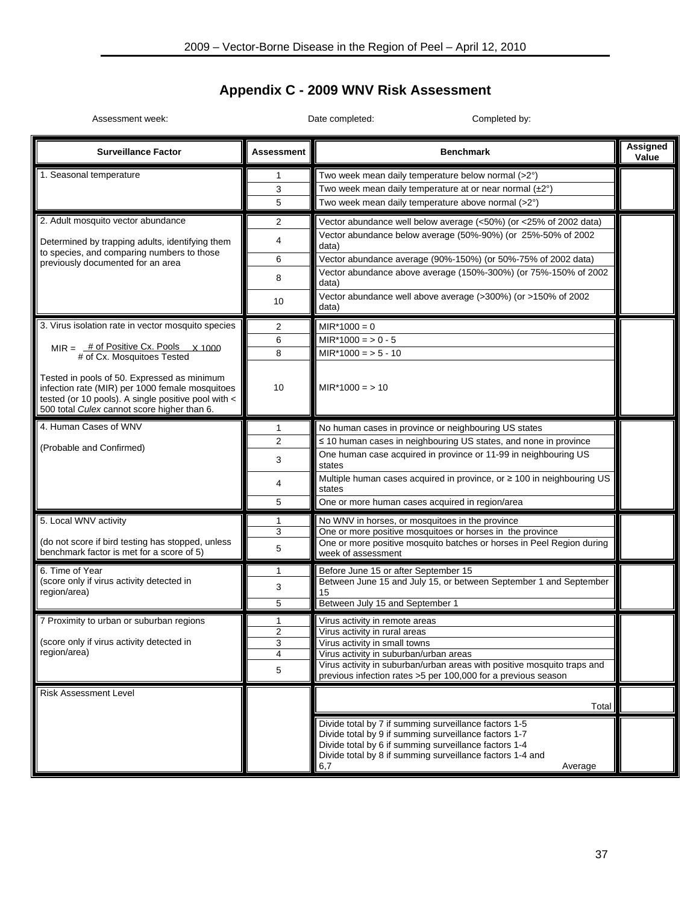## Appendix C - 2009 WNV Risk Assessment

Assessment week: Date completed: Completed by:

| Surveillance Factor | Assessment | Benchmark | Assigned Value |
|---|---|---|---|
| 1. Seasonal temperature | 1 | Two week mean daily temperature below normal (>2°) | |
| | 3 | Two week mean daily temperature at or near normal (±2°) | |
| | 5 | Two week mean daily temperature above normal (>2°) | |
| 2. Adult mosquito vector abundance<br><br>Determined by trapping adults, identifying them to species, and comparing numbers to those previously documented for an area | 2 | Vector abundance well below average (<50%) (or <25% of 2002 data) | |
| | 4 | Vector abundance below average (50%-90%) (or 25%-50% of 2002 data) | |
| | 6 | Vector abundance average (90%-150%) (or 50%-75% of 2002 data) | |
| | 8 | Vector abundance above average (150%-300%) (or 75%-150% of 2002 data) | |
| | 10 | Vector abundance well above average (>300%) (or >150% of 2002 data) | |
| 3. Virus isolation rate in vector mosquito species<br><br>$MIR = \frac{\text{\# of Positive Cx. Pools}}{\text{\# of Cx. Mosquitoes Tested}} \times 1000$<br><br>Tested in pools of 50. Expressed as minimum infection rate (MIR) per 1000 female mosquitoes tested (or 10 pools). A single positive pool with < 500 total *Culex* cannot score higher than 6. | 2 | MIR*1000 = 0 | |
| | 6 | MIR*1000 = > 0 - 5 | |
| | 8 | MIR*1000 = > 5 - 10 | |
| | 10 | MIR*1000 = > 10 | |
| 4. Human Cases of WNV<br><br>(Probable and Confirmed) | 1 | No human cases in province or neighbouring US states | |
| | 2 | ≤ 10 human cases in neighbouring US states, and none in province | |
| | 3 | One human case acquired in province or 11-99 in neighbouring US states | |
| | 4 | Multiple human cases acquired in province, or ≥ 100 in neighbouring US states | |
| | 5 | One or more human cases acquired in region/area | |
| 5. Local WNV activity<br><br>(do not score if bird testing has stopped, unless benchmark factor is met for a score of 5) | 1 | No WNV in horses, or mosquitoes in the province | |
| | 3 | One or more positive mosquitoes or horses in the province | |
| | 5 | One or more positive mosquito batches or horses in Peel Region during week of assessment | |
| 6. Time of Year<br>(score only if virus activity detected in region/area) | 1 | Before June 15 or after September 15 | |
| | 3 | Between June 15 and July 15, or between September 1 and September 15 | |
| | 5 | Between July 15 and September 1 | |
| 7 Proximity to urban or suburban regions<br><br>(score only if virus activity detected in region/area) | 1 | Virus activity in remote areas | |
| | 2 | Virus activity in rural areas | |
| | 3 | Virus activity in small towns | |
| | 4 | Virus activity in suburban/urban areas | |
| | 5 | Virus activity in suburban/urban areas with positive mosquito traps and previous infection rates >5 per 100,000 for a previous season | |
| Risk Assessment Level | | Total | |
| | | Divide total by 7 if summing surveillance factors 1-5<br>Divide total by 9 if summing surveillance factors 1-7<br>Divide total by 6 if summing surveillance factors 1-4<br>Divide total by 8 if summing surveillance factors 1-4 and 6,7<br>Average | |